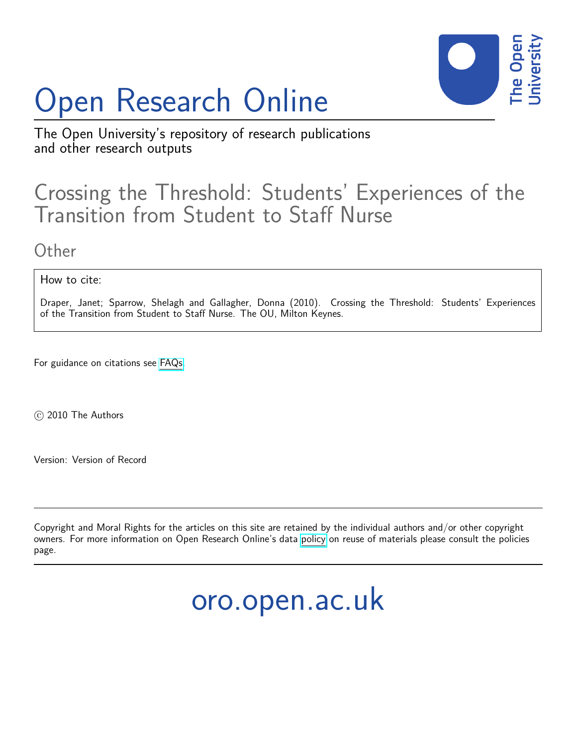# Open Research Online

The Open University's repository of research publications and other research outputs

## Crossing the Threshold: Students' Experiences of the Transition from Student to Staff Nurse

### Other

How to cite:

Draper, Janet; Sparrow, Shelagh and Gallagher, Donna (2010). Crossing the Threshold: Students' Experiences of the Transition from Student to Staff Nurse. The OU, Milton Keynes.

For guidance on citations see FAQs.

© 2010 The Authors

Version: Version of Record

---

Copyright and Moral Rights for the articles on this site are retained by the individual authors and/or other copyright owners. For more information on Open Research Online's data policy on reuse of materials please consult the policies page.

---

oro.open.ac.uk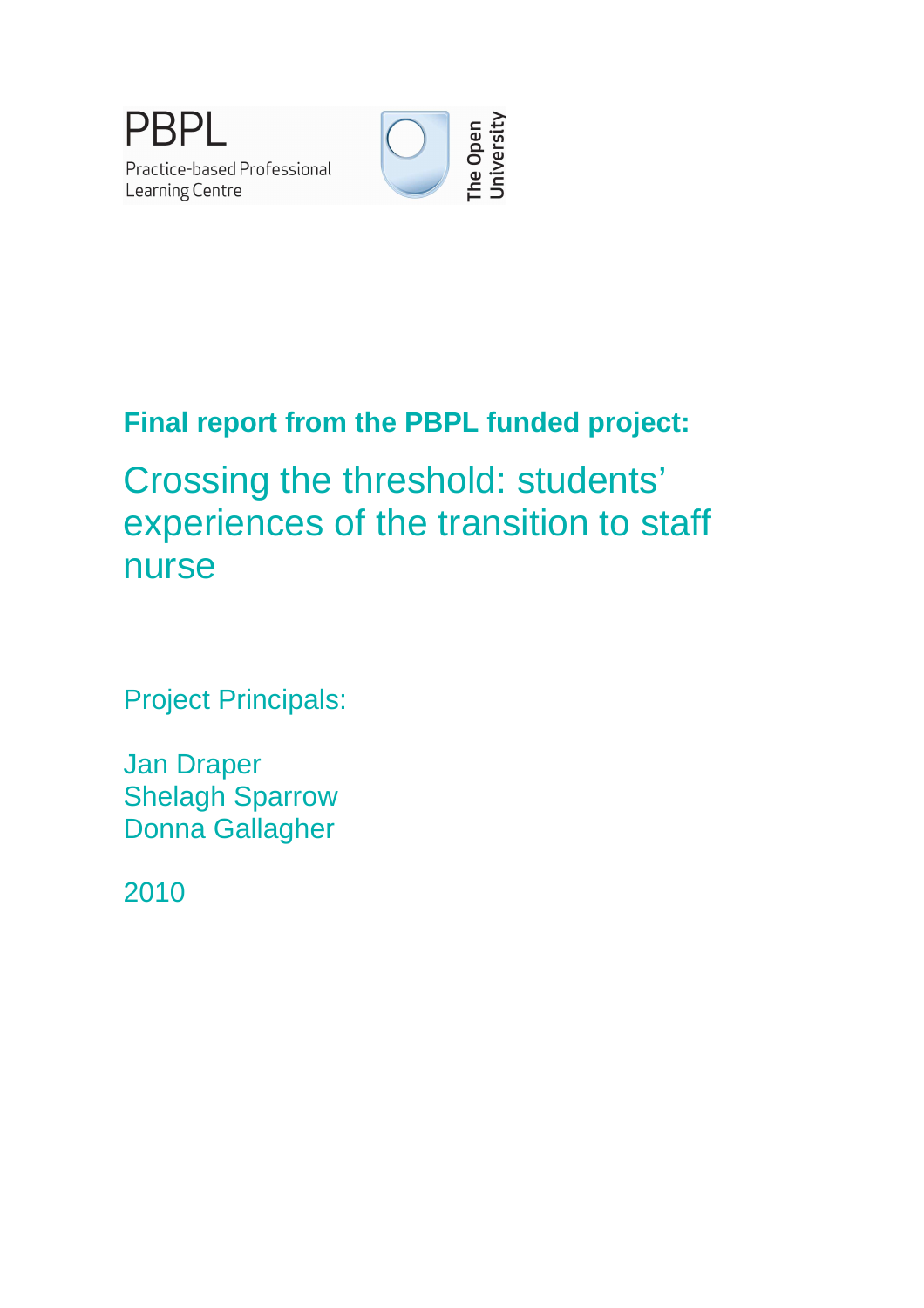PBPL
Practice-based Professional Learning Centre

The Open University

**Final report from the PBPL funded project:**

# Crossing the threshold: students' experiences of the transition to staff nurse

Project Principals:

Jan Draper
Shelagh Sparrow
Donna Gallagher

2010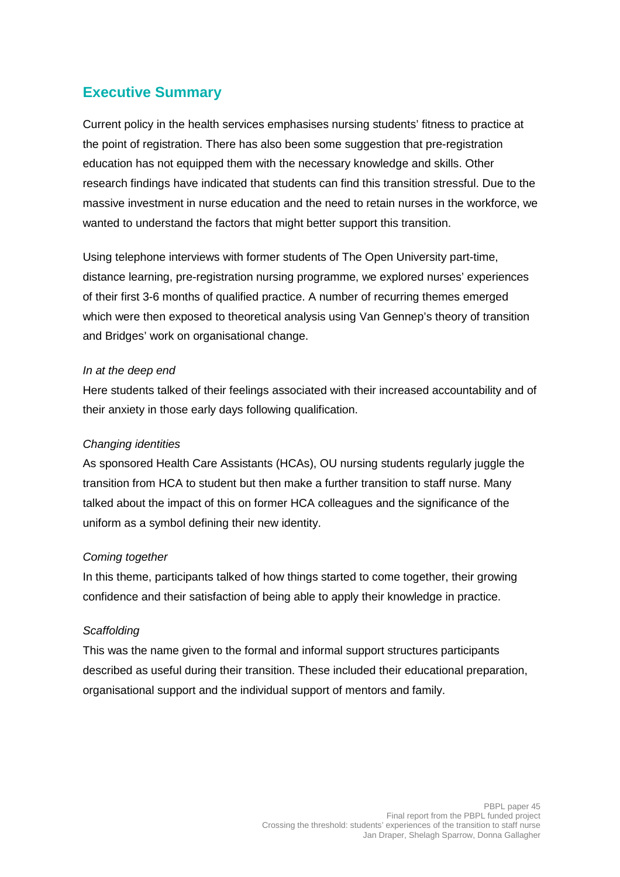## Executive Summary

Current policy in the health services emphasises nursing students' fitness to practice at the point of registration. There has also been some suggestion that pre-registration education has not equipped them with the necessary knowledge and skills. Other research findings have indicated that students can find this transition stressful. Due to the massive investment in nurse education and the need to retain nurses in the workforce, we wanted to understand the factors that might better support this transition.

Using telephone interviews with former students of The Open University part-time, distance learning, pre-registration nursing programme, we explored nurses' experiences of their first 3-6 months of qualified practice. A number of recurring themes emerged which were then exposed to theoretical analysis using Van Gennep's theory of transition and Bridges' work on organisational change.

*In at the deep end*

Here students talked of their feelings associated with their increased accountability and of their anxiety in those early days following qualification.

*Changing identities*

As sponsored Health Care Assistants (HCAs), OU nursing students regularly juggle the transition from HCA to student but then make a further transition to staff nurse. Many talked about the impact of this on former HCA colleagues and the significance of the uniform as a symbol defining their new identity.

*Coming together*

In this theme, participants talked of how things started to come together, their growing confidence and their satisfaction of being able to apply their knowledge in practice.

*Scaffolding*

This was the name given to the formal and informal support structures participants described as useful during their transition. These included their educational preparation, organisational support and the individual support of mentors and family.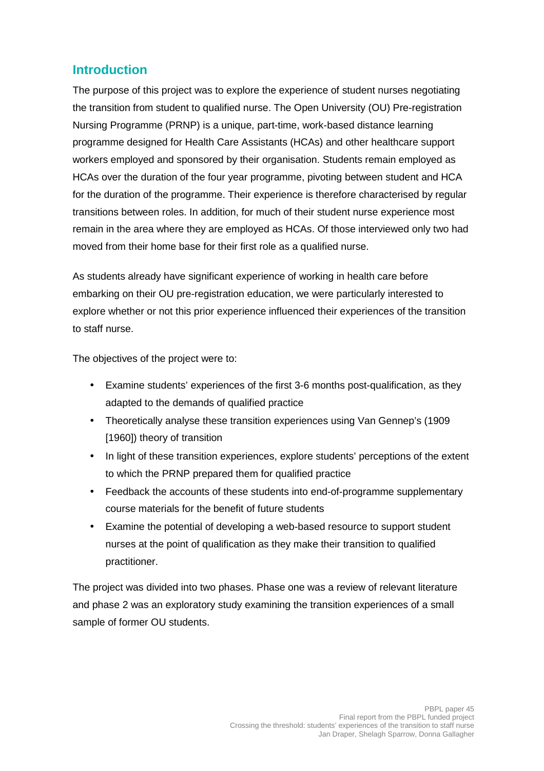## Introduction

The purpose of this project was to explore the experience of student nurses negotiating the transition from student to qualified nurse. The Open University (OU) Pre-registration Nursing Programme (PRNP) is a unique, part-time, work-based distance learning programme designed for Health Care Assistants (HCAs) and other healthcare support workers employed and sponsored by their organisation. Students remain employed as HCAs over the duration of the four year programme, pivoting between student and HCA for the duration of the programme. Their experience is therefore characterised by regular transitions between roles. In addition, for much of their student nurse experience most remain in the area where they are employed as HCAs. Of those interviewed only two had moved from their home base for their first role as a qualified nurse.

As students already have significant experience of working in health care before embarking on their OU pre-registration education, we were particularly interested to explore whether or not this prior experience influenced their experiences of the transition to staff nurse.

The objectives of the project were to:

- Examine students' experiences of the first 3-6 months post-qualification, as they adapted to the demands of qualified practice
- Theoretically analyse these transition experiences using Van Gennep's (1909 [1960]) theory of transition
- In light of these transition experiences, explore students' perceptions of the extent to which the PRNP prepared them for qualified practice
- Feedback the accounts of these students into end-of-programme supplementary course materials for the benefit of future students
- Examine the potential of developing a web-based resource to support student nurses at the point of qualification as they make their transition to qualified practitioner.

The project was divided into two phases. Phase one was a review of relevant literature and phase 2 was an exploratory study examining the transition experiences of a small sample of former OU students.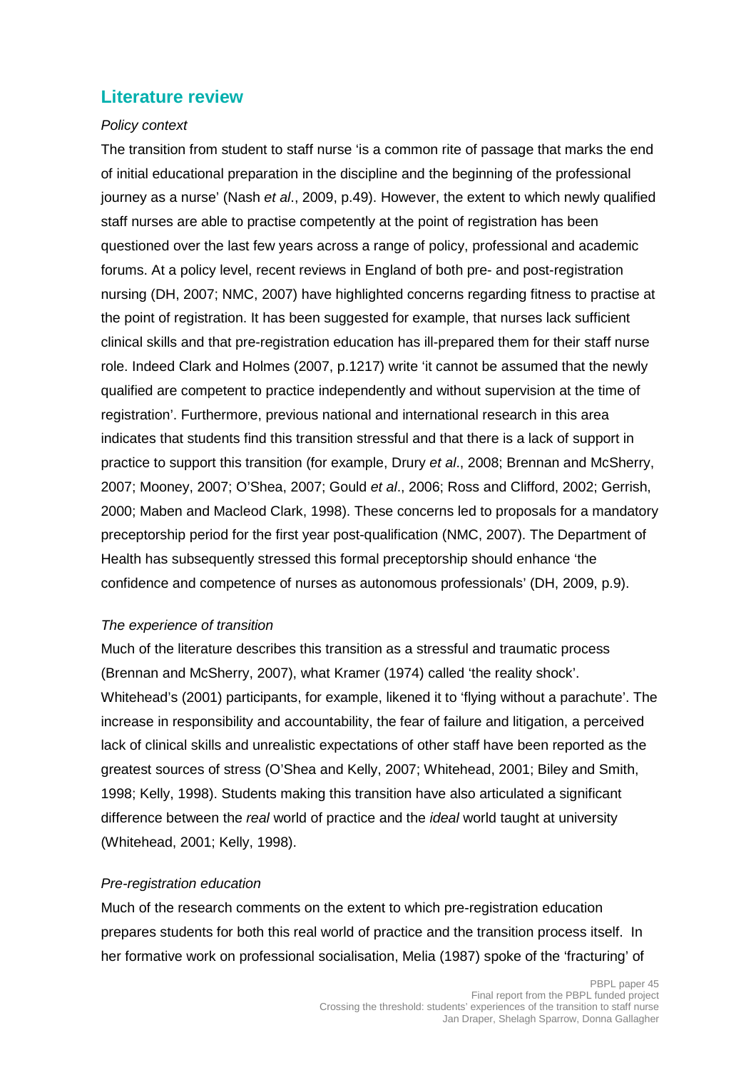## Literature review

*Policy context*

The transition from student to staff nurse 'is a common rite of passage that marks the end of initial educational preparation in the discipline and the beginning of the professional journey as a nurse' (Nash *et al*., 2009, p.49). However, the extent to which newly qualified staff nurses are able to practise competently at the point of registration has been questioned over the last few years across a range of policy, professional and academic forums. At a policy level, recent reviews in England of both pre- and post-registration nursing (DH, 2007; NMC, 2007) have highlighted concerns regarding fitness to practise at the point of registration. It has been suggested for example, that nurses lack sufficient clinical skills and that pre-registration education has ill-prepared them for their staff nurse role. Indeed Clark and Holmes (2007, p.1217) write 'it cannot be assumed that the newly qualified are competent to practice independently and without supervision at the time of registration'. Furthermore, previous national and international research in this area indicates that students find this transition stressful and that there is a lack of support in practice to support this transition (for example, Drury *et al*., 2008; Brennan and McSherry, 2007; Mooney, 2007; O'Shea, 2007; Gould *et al*., 2006; Ross and Clifford, 2002; Gerrish, 2000; Maben and Macleod Clark, 1998). These concerns led to proposals for a mandatory preceptorship period for the first year post-qualification (NMC, 2007). The Department of Health has subsequently stressed this formal preceptorship should enhance 'the confidence and competence of nurses as autonomous professionals' (DH, 2009, p.9).

*The experience of transition*

Much of the literature describes this transition as a stressful and traumatic process (Brennan and McSherry, 2007), what Kramer (1974) called 'the reality shock'. Whitehead's (2001) participants, for example, likened it to 'flying without a parachute'. The increase in responsibility and accountability, the fear of failure and litigation, a perceived lack of clinical skills and unrealistic expectations of other staff have been reported as the greatest sources of stress (O'Shea and Kelly, 2007; Whitehead, 2001; Biley and Smith, 1998; Kelly, 1998). Students making this transition have also articulated a significant difference between the *real* world of practice and the *ideal* world taught at university (Whitehead, 2001; Kelly, 1998).

*Pre-registration education*

Much of the research comments on the extent to which pre-registration education prepares students for both this real world of practice and the transition process itself. In her formative work on professional socialisation, Melia (1987) spoke of the 'fracturing' of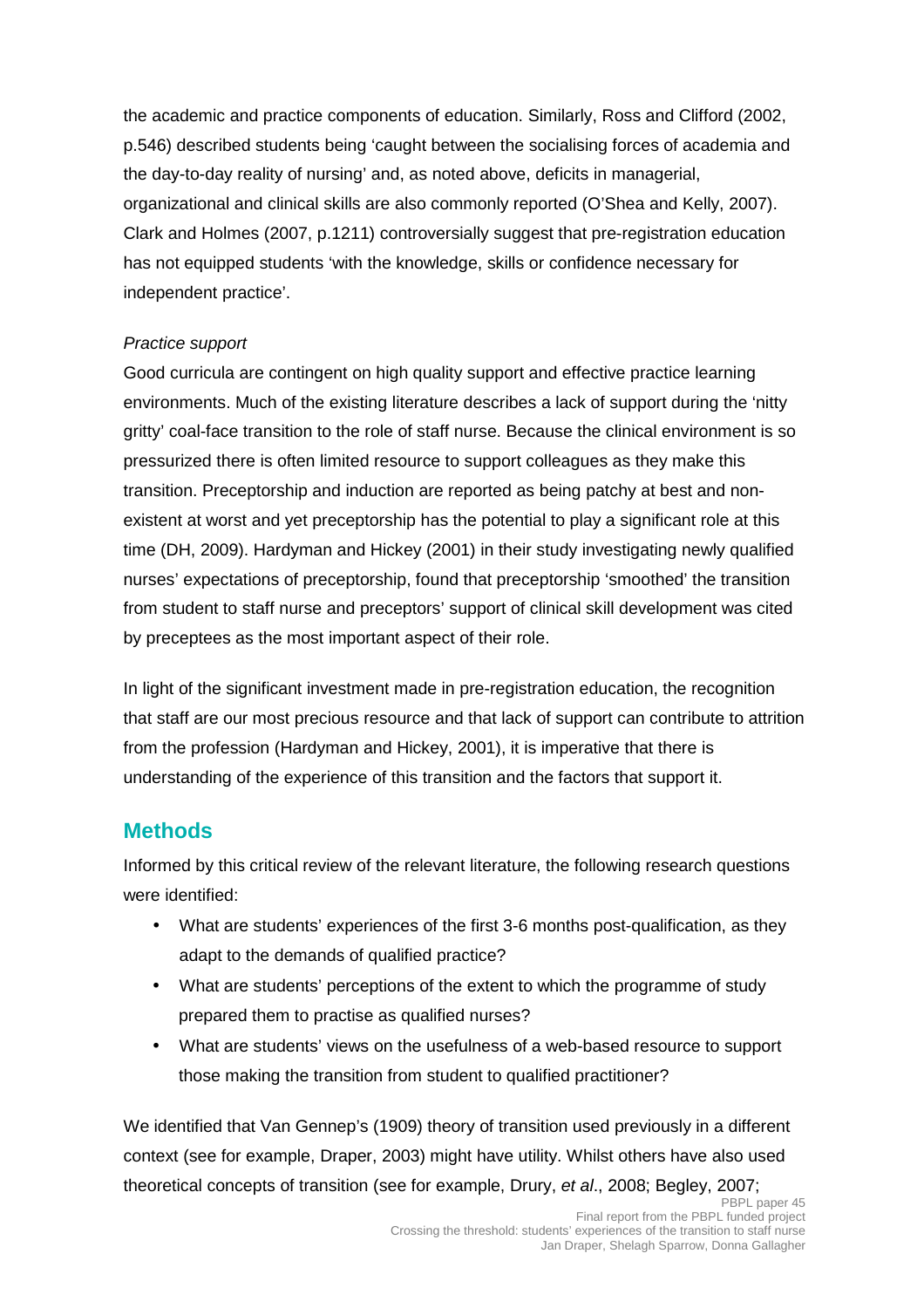the academic and practice components of education. Similarly, Ross and Clifford (2002, p.546) described students being 'caught between the socialising forces of academia and the day-to-day reality of nursing' and, as noted above, deficits in managerial, organizational and clinical skills are also commonly reported (O'Shea and Kelly, 2007). Clark and Holmes (2007, p.1211) controversially suggest that pre-registration education has not equipped students 'with the knowledge, skills or confidence necessary for independent practice'.

*Practice support*

Good curricula are contingent on high quality support and effective practice learning environments. Much of the existing literature describes a lack of support during the 'nitty gritty' coal-face transition to the role of staff nurse. Because the clinical environment is so pressurized there is often limited resource to support colleagues as they make this transition. Preceptorship and induction are reported as being patchy at best and non-existent at worst and yet preceptorship has the potential to play a significant role at this time (DH, 2009). Hardyman and Hickey (2001) in their study investigating newly qualified nurses' expectations of preceptorship, found that preceptorship 'smoothed' the transition from student to staff nurse and preceptors' support of clinical skill development was cited by preceptees as the most important aspect of their role.

In light of the significant investment made in pre-registration education, the recognition that staff are our most precious resource and that lack of support can contribute to attrition from the profession (Hardyman and Hickey, 2001), it is imperative that there is understanding of the experience of this transition and the factors that support it.

## Methods

Informed by this critical review of the relevant literature, the following research questions were identified:

- What are students' experiences of the first 3-6 months post-qualification, as they adapt to the demands of qualified practice?
- What are students' perceptions of the extent to which the programme of study prepared them to practise as qualified nurses?
- What are students' views on the usefulness of a web-based resource to support those making the transition from student to qualified practitioner?

We identified that Van Gennep's (1909) theory of transition used previously in a different context (see for example, Draper, 2003) might have utility. Whilst others have also used theoretical concepts of transition (see for example, Drury, *et al*., 2008; Begley, 2007;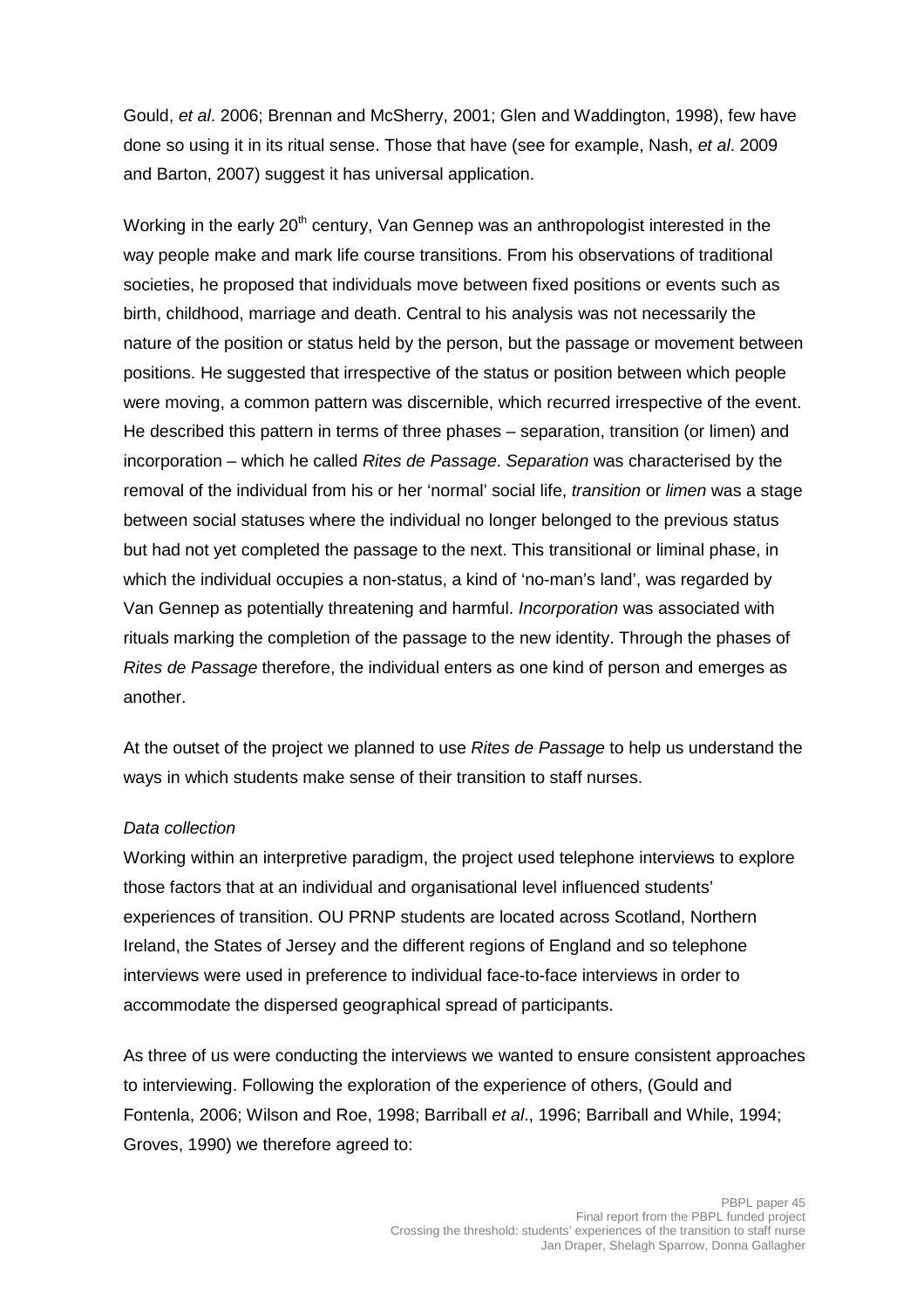Gould, *et al*. 2006; Brennan and McSherry, 2001; Glen and Waddington, 1998), few have done so using it in its ritual sense. Those that have (see for example, Nash, *et al*. 2009 and Barton, 2007) suggest it has universal application.

Working in the early 20th century, Van Gennep was an anthropologist interested in the way people make and mark life course transitions. From his observations of traditional societies, he proposed that individuals move between fixed positions or events such as birth, childhood, marriage and death. Central to his analysis was not necessarily the nature of the position or status held by the person, but the passage or movement between positions. He suggested that irrespective of the status or position between which people were moving, a common pattern was discernible, which recurred irrespective of the event. He described this pattern in terms of three phases – separation, transition (or limen) and incorporation – which he called *Rites de Passage*. *Separation* was characterised by the removal of the individual from his or her 'normal' social life, *transition* or *limen* was a stage between social statuses where the individual no longer belonged to the previous status but had not yet completed the passage to the next. This transitional or liminal phase, in which the individual occupies a non-status, a kind of 'no-man's land', was regarded by Van Gennep as potentially threatening and harmful. *Incorporation* was associated with rituals marking the completion of the passage to the new identity. Through the phases of *Rites de Passage* therefore, the individual enters as one kind of person and emerges as another.

At the outset of the project we planned to use *Rites de Passage* to help us understand the ways in which students make sense of their transition to staff nurses.

*Data collection*

Working within an interpretive paradigm, the project used telephone interviews to explore those factors that at an individual and organisational level influenced students' experiences of transition. OU PRNP students are located across Scotland, Northern Ireland, the States of Jersey and the different regions of England and so telephone interviews were used in preference to individual face-to-face interviews in order to accommodate the dispersed geographical spread of participants.

As three of us were conducting the interviews we wanted to ensure consistent approaches to interviewing. Following the exploration of the experience of others, (Gould and Fontenla, 2006; Wilson and Roe, 1998; Barriball *et al*., 1996; Barriball and While, 1994; Groves, 1990) we therefore agreed to: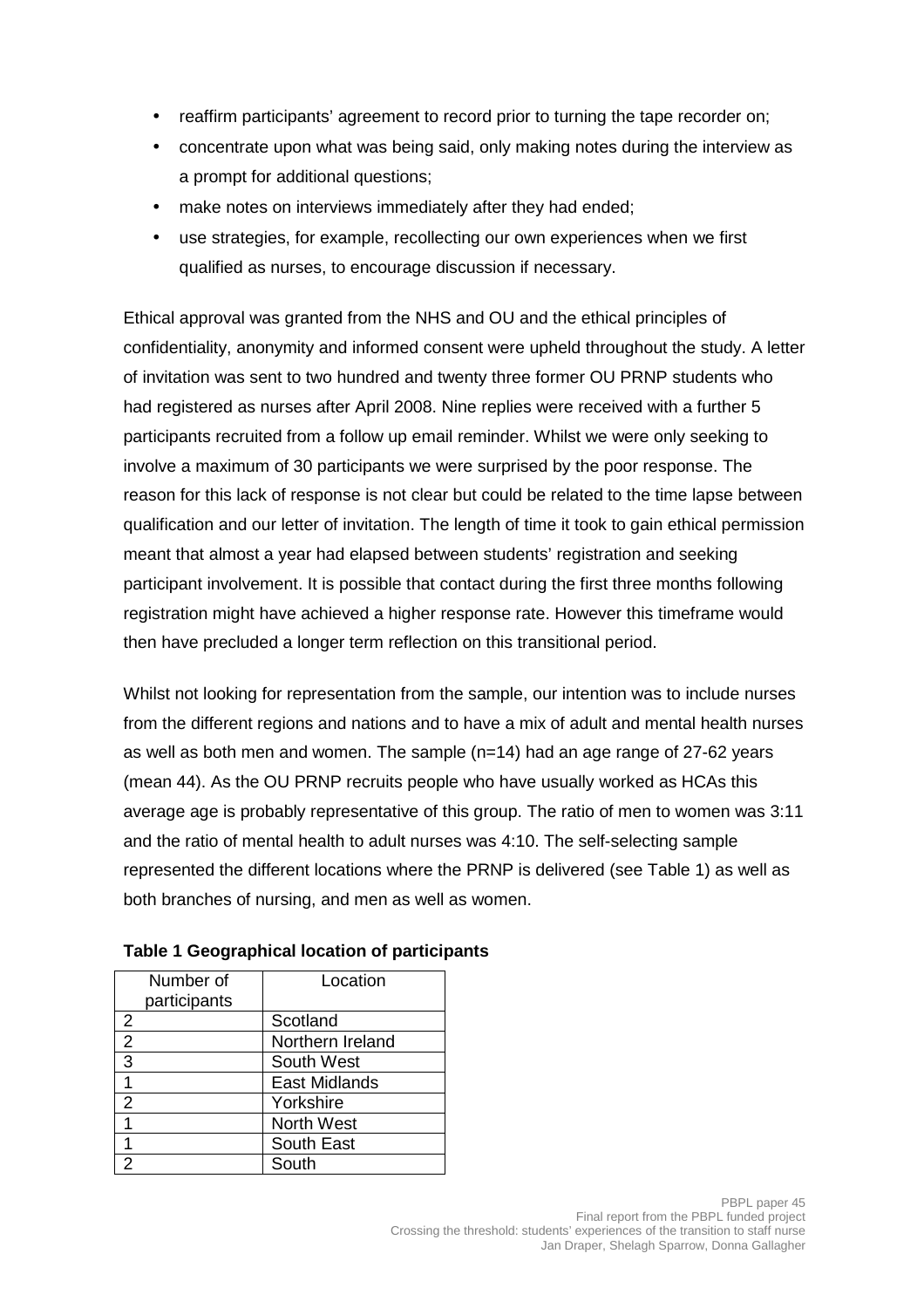- reaffirm participants' agreement to record prior to turning the tape recorder on;
- concentrate upon what was being said, only making notes during the interview as a prompt for additional questions;
- make notes on interviews immediately after they had ended;
- use strategies, for example, recollecting our own experiences when we first qualified as nurses, to encourage discussion if necessary.

Ethical approval was granted from the NHS and OU and the ethical principles of confidentiality, anonymity and informed consent were upheld throughout the study. A letter of invitation was sent to two hundred and twenty three former OU PRNP students who had registered as nurses after April 2008. Nine replies were received with a further 5 participants recruited from a follow up email reminder. Whilst we were only seeking to involve a maximum of 30 participants we were surprised by the poor response. The reason for this lack of response is not clear but could be related to the time lapse between qualification and our letter of invitation. The length of time it took to gain ethical permission meant that almost a year had elapsed between students' registration and seeking participant involvement. It is possible that contact during the first three months following registration might have achieved a higher response rate. However this timeframe would then have precluded a longer term reflection on this transitional period.

Whilst not looking for representation from the sample, our intention was to include nurses from the different regions and nations and to have a mix of adult and mental health nurses as well as both men and women. The sample (n=14) had an age range of 27-62 years (mean 44). As the OU PRNP recruits people who have usually worked as HCAs this average age is probably representative of this group. The ratio of men to women was 3:11 and the ratio of mental health to adult nurses was 4:10. The self-selecting sample represented the different locations where the PRNP is delivered (see Table 1) as well as both branches of nursing, and men as well as women.

**Table 1 Geographical location of participants**

| Number of participants | Location |
|---|---|
| 2 | Scotland |
| 2 | Northern Ireland |
| 3 | South West |
| 1 | East Midlands |
| 2 | Yorkshire |
| 1 | North West |
| 1 | South East |
| 2 | South |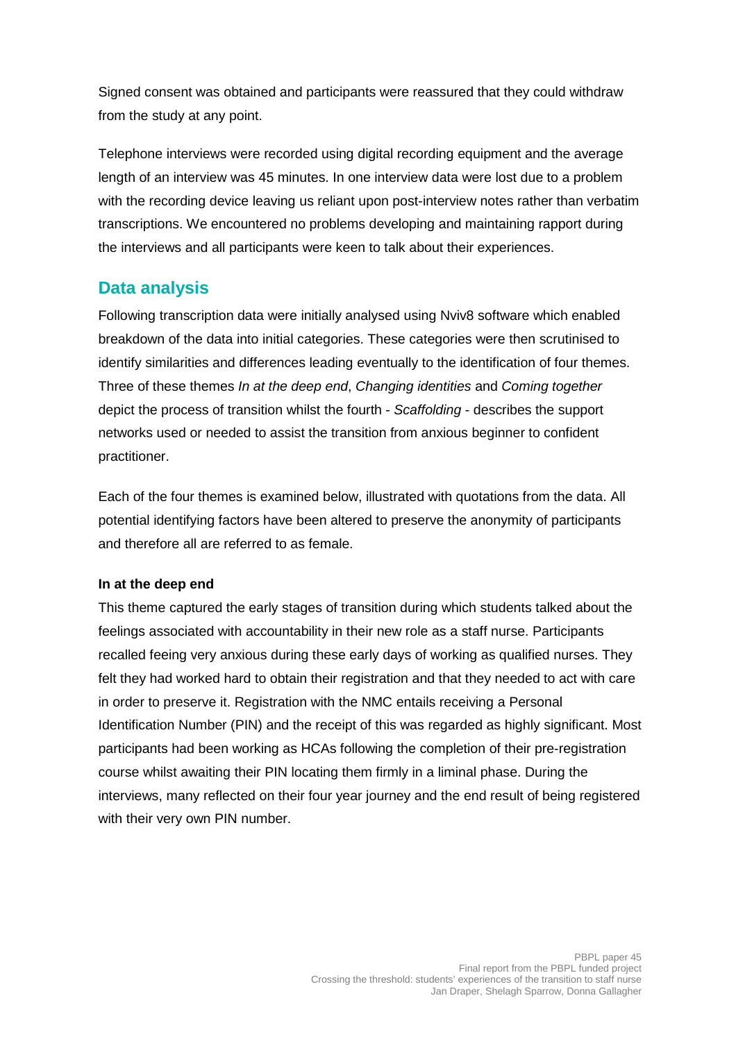Signed consent was obtained and participants were reassured that they could withdraw from the study at any point.

Telephone interviews were recorded using digital recording equipment and the average length of an interview was 45 minutes. In one interview data were lost due to a problem with the recording device leaving us reliant upon post-interview notes rather than verbatim transcriptions. We encountered no problems developing and maintaining rapport during the interviews and all participants were keen to talk about their experiences.

## Data analysis

Following transcription data were initially analysed using Nviv8 software which enabled breakdown of the data into initial categories. These categories were then scrutinised to identify similarities and differences leading eventually to the identification of four themes. Three of these themes *In at the deep end*, *Changing identities* and *Coming together* depict the process of transition whilst the fourth - *Scaffolding* - describes the support networks used or needed to assist the transition from anxious beginner to confident practitioner.

Each of the four themes is examined below, illustrated with quotations from the data. All potential identifying factors have been altered to preserve the anonymity of participants and therefore all are referred to as female.

**In at the deep end**

This theme captured the early stages of transition during which students talked about the feelings associated with accountability in their new role as a staff nurse. Participants recalled feeing very anxious during these early days of working as qualified nurses. They felt they had worked hard to obtain their registration and that they needed to act with care in order to preserve it. Registration with the NMC entails receiving a Personal Identification Number (PIN) and the receipt of this was regarded as highly significant. Most participants had been working as HCAs following the completion of their pre-registration course whilst awaiting their PIN locating them firmly in a liminal phase. During the interviews, many reflected on their four year journey and the end result of being registered with their very own PIN number.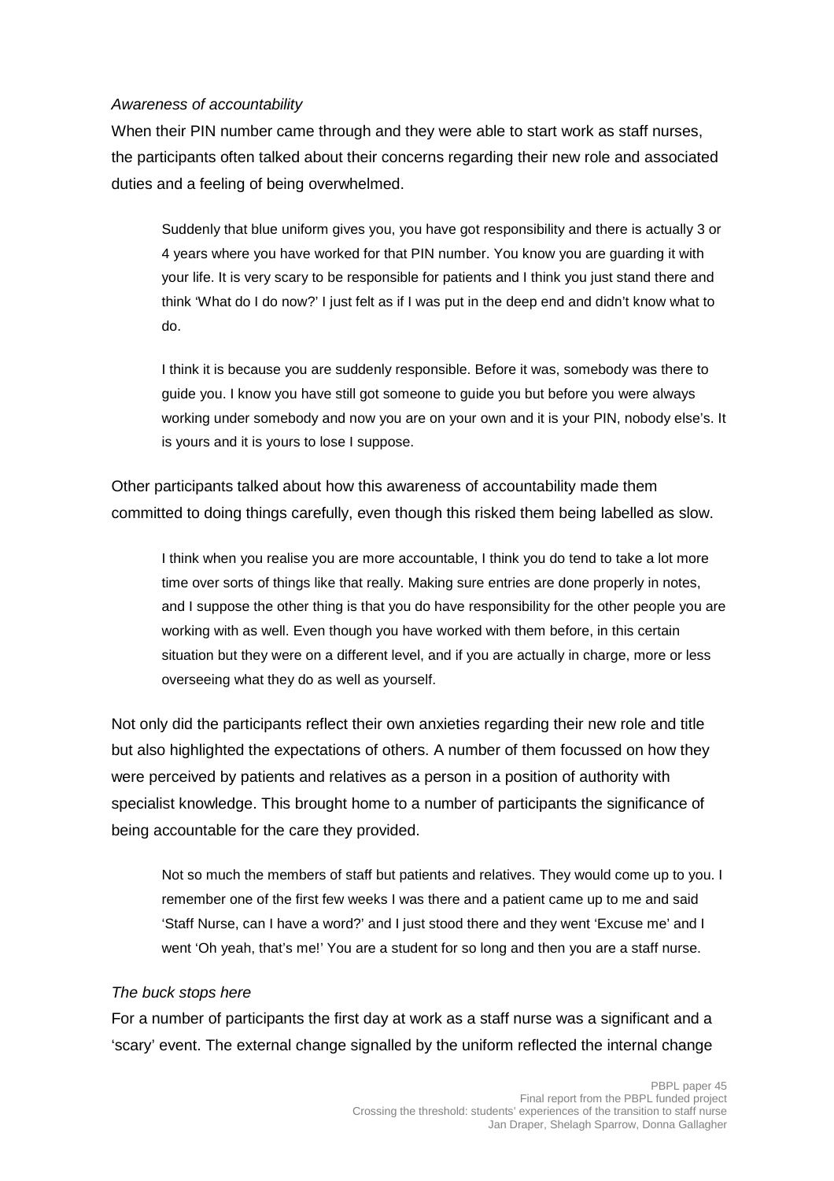*Awareness of accountability*

When their PIN number came through and they were able to start work as staff nurses, the participants often talked about their concerns regarding their new role and associated duties and a feeling of being overwhelmed.

> Suddenly that blue uniform gives you, you have got responsibility and there is actually 3 or 4 years where you have worked for that PIN number. You know you are guarding it with your life. It is very scary to be responsible for patients and I think you just stand there and think 'What do I do now?' I just felt as if I was put in the deep end and didn't know what to do.

> I think it is because you are suddenly responsible. Before it was, somebody was there to guide you. I know you have still got someone to guide you but before you were always working under somebody and now you are on your own and it is your PIN, nobody else's. It is yours and it is yours to lose I suppose.

Other participants talked about how this awareness of accountability made them committed to doing things carefully, even though this risked them being labelled as slow.

> I think when you realise you are more accountable, I think you do tend to take a lot more time over sorts of things like that really. Making sure entries are done properly in notes, and I suppose the other thing is that you do have responsibility for the other people you are working with as well. Even though you have worked with them before, in this certain situation but they were on a different level, and if you are actually in charge, more or less overseeing what they do as well as yourself.

Not only did the participants reflect their own anxieties regarding their new role and title but also highlighted the expectations of others. A number of them focussed on how they were perceived by patients and relatives as a person in a position of authority with specialist knowledge. This brought home to a number of participants the significance of being accountable for the care they provided.

> Not so much the members of staff but patients and relatives. They would come up to you. I remember one of the first few weeks I was there and a patient came up to me and said 'Staff Nurse, can I have a word?' and I just stood there and they went 'Excuse me' and I went 'Oh yeah, that's me!' You are a student for so long and then you are a staff nurse.

*The buck stops here*

For a number of participants the first day at work as a staff nurse was a significant and a 'scary' event. The external change signalled by the uniform reflected the internal change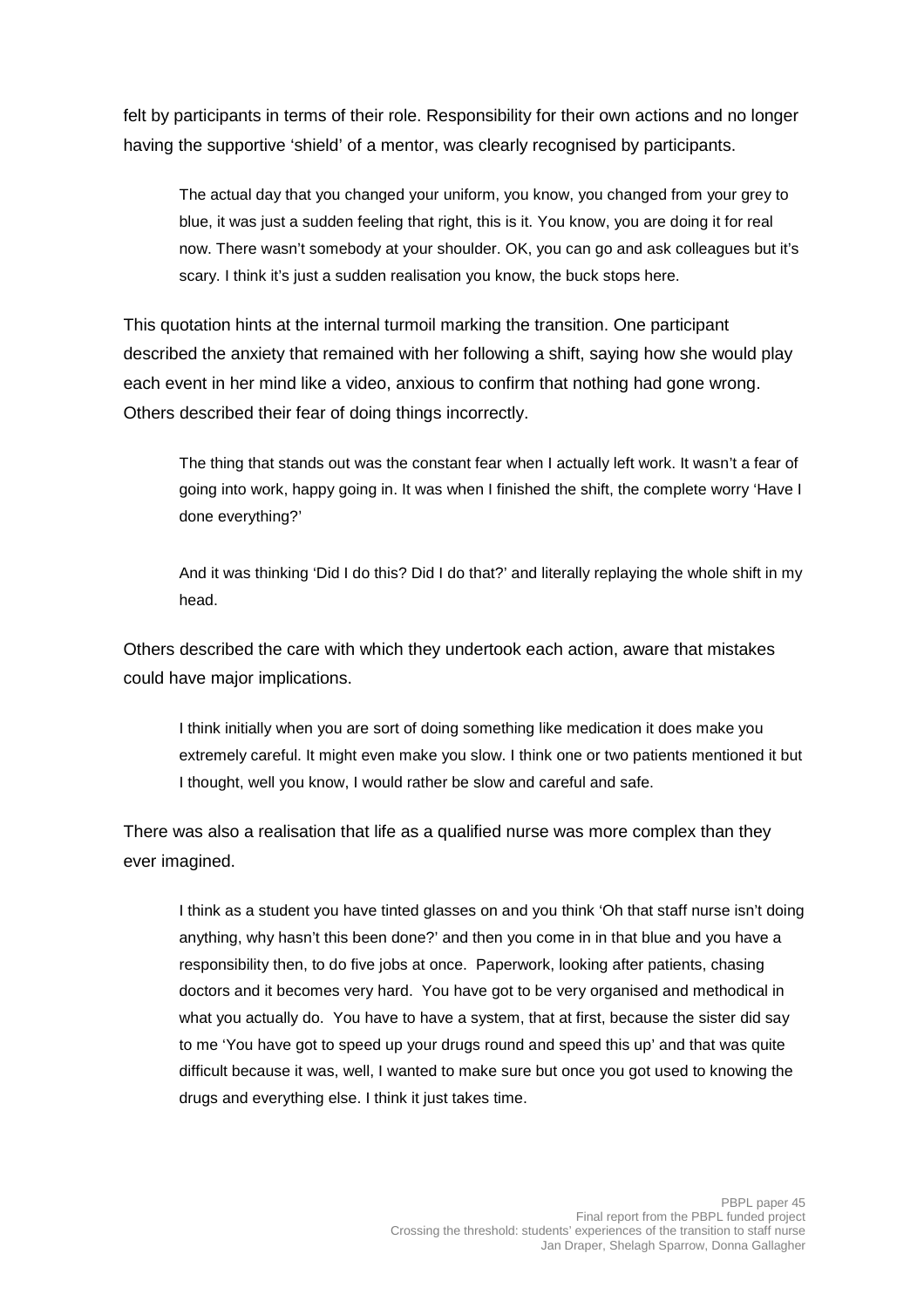felt by participants in terms of their role. Responsibility for their own actions and no longer having the supportive 'shield' of a mentor, was clearly recognised by participants.

> The actual day that you changed your uniform, you know, you changed from your grey to blue, it was just a sudden feeling that right, this is it. You know, you are doing it for real now. There wasn't somebody at your shoulder. OK, you can go and ask colleagues but it's scary. I think it's just a sudden realisation you know, the buck stops here.

This quotation hints at the internal turmoil marking the transition. One participant described the anxiety that remained with her following a shift, saying how she would play each event in her mind like a video, anxious to confirm that nothing had gone wrong. Others described their fear of doing things incorrectly.

> The thing that stands out was the constant fear when I actually left work. It wasn't a fear of going into work, happy going in. It was when I finished the shift, the complete worry 'Have I done everything?'

> And it was thinking 'Did I do this? Did I do that?' and literally replaying the whole shift in my head.

Others described the care with which they undertook each action, aware that mistakes could have major implications.

> I think initially when you are sort of doing something like medication it does make you extremely careful. It might even make you slow. I think one or two patients mentioned it but I thought, well you know, I would rather be slow and careful and safe.

There was also a realisation that life as a qualified nurse was more complex than they ever imagined.

> I think as a student you have tinted glasses on and you think 'Oh that staff nurse isn't doing anything, why hasn't this been done?' and then you come in in that blue and you have a responsibility then, to do five jobs at once. Paperwork, looking after patients, chasing doctors and it becomes very hard. You have got to be very organised and methodical in what you actually do. You have to have a system, that at first, because the sister did say to me 'You have got to speed up your drugs round and speed this up' and that was quite difficult because it was, well, I wanted to make sure but once you got used to knowing the drugs and everything else. I think it just takes time.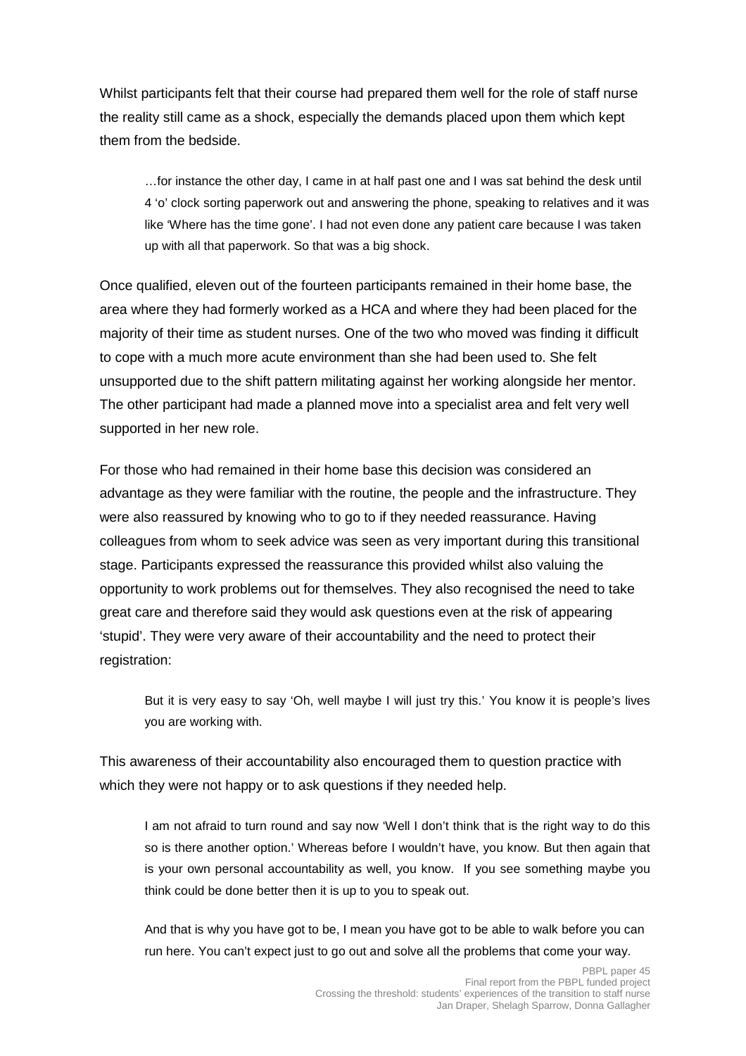Whilst participants felt that their course had prepared them well for the role of staff nurse the reality still came as a shock, especially the demands placed upon them which kept them from the bedside.

> …for instance the other day, I came in at half past one and I was sat behind the desk until 4 'o' clock sorting paperwork out and answering the phone, speaking to relatives and it was like 'Where has the time gone'. I had not even done any patient care because I was taken up with all that paperwork. So that was a big shock.

Once qualified, eleven out of the fourteen participants remained in their home base, the area where they had formerly worked as a HCA and where they had been placed for the majority of their time as student nurses. One of the two who moved was finding it difficult to cope with a much more acute environment than she had been used to. She felt unsupported due to the shift pattern militating against her working alongside her mentor. The other participant had made a planned move into a specialist area and felt very well supported in her new role.

For those who had remained in their home base this decision was considered an advantage as they were familiar with the routine, the people and the infrastructure. They were also reassured by knowing who to go to if they needed reassurance. Having colleagues from whom to seek advice was seen as very important during this transitional stage. Participants expressed the reassurance this provided whilst also valuing the opportunity to work problems out for themselves. They also recognised the need to take great care and therefore said they would ask questions even at the risk of appearing 'stupid'. They were very aware of their accountability and the need to protect their registration:

> But it is very easy to say 'Oh, well maybe I will just try this.' You know it is people's lives you are working with.

This awareness of their accountability also encouraged them to question practice with which they were not happy or to ask questions if they needed help.

> I am not afraid to turn round and say now 'Well I don't think that is the right way to do this so is there another option.' Whereas before I wouldn't have, you know. But then again that is your own personal accountability as well, you know. If you see something maybe you think could be done better then it is up to you to speak out.

> And that is why you have got to be, I mean you have got to be able to walk before you can run here. You can't expect just to go out and solve all the problems that come your way.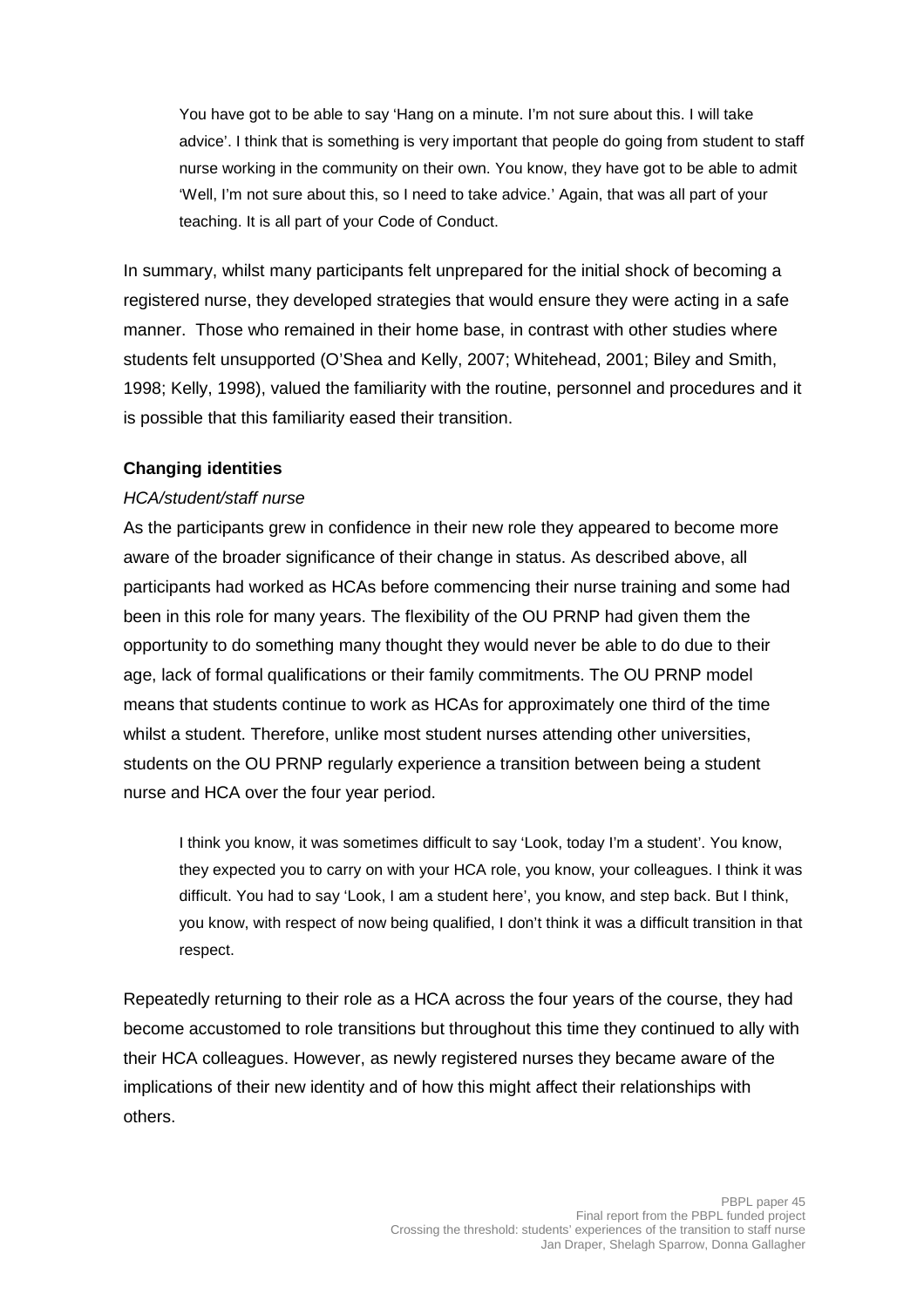> You have got to be able to say 'Hang on a minute. I'm not sure about this. I will take advice'. I think that is something is very important that people do going from student to staff nurse working in the community on their own. You know, they have got to be able to admit 'Well, I'm not sure about this, so I need to take advice.' Again, that was all part of your teaching. It is all part of your Code of Conduct.

In summary, whilst many participants felt unprepared for the initial shock of becoming a registered nurse, they developed strategies that would ensure they were acting in a safe manner. Those who remained in their home base, in contrast with other studies where students felt unsupported (O'Shea and Kelly, 2007; Whitehead, 2001; Biley and Smith, 1998; Kelly, 1998), valued the familiarity with the routine, personnel and procedures and it is possible that this familiarity eased their transition.

**Changing identities**

*HCA/student/staff nurse*

As the participants grew in confidence in their new role they appeared to become more aware of the broader significance of their change in status. As described above, all participants had worked as HCAs before commencing their nurse training and some had been in this role for many years. The flexibility of the OU PRNP had given them the opportunity to do something many thought they would never be able to do due to their age, lack of formal qualifications or their family commitments. The OU PRNP model means that students continue to work as HCAs for approximately one third of the time whilst a student. Therefore, unlike most student nurses attending other universities, students on the OU PRNP regularly experience a transition between being a student nurse and HCA over the four year period.

> I think you know, it was sometimes difficult to say 'Look, today I'm a student'. You know, they expected you to carry on with your HCA role, you know, your colleagues. I think it was difficult. You had to say 'Look, I am a student here', you know, and step back. But I think, you know, with respect of now being qualified, I don't think it was a difficult transition in that respect.

Repeatedly returning to their role as a HCA across the four years of the course, they had become accustomed to role transitions but throughout this time they continued to ally with their HCA colleagues. However, as newly registered nurses they became aware of the implications of their new identity and of how this might affect their relationships with others.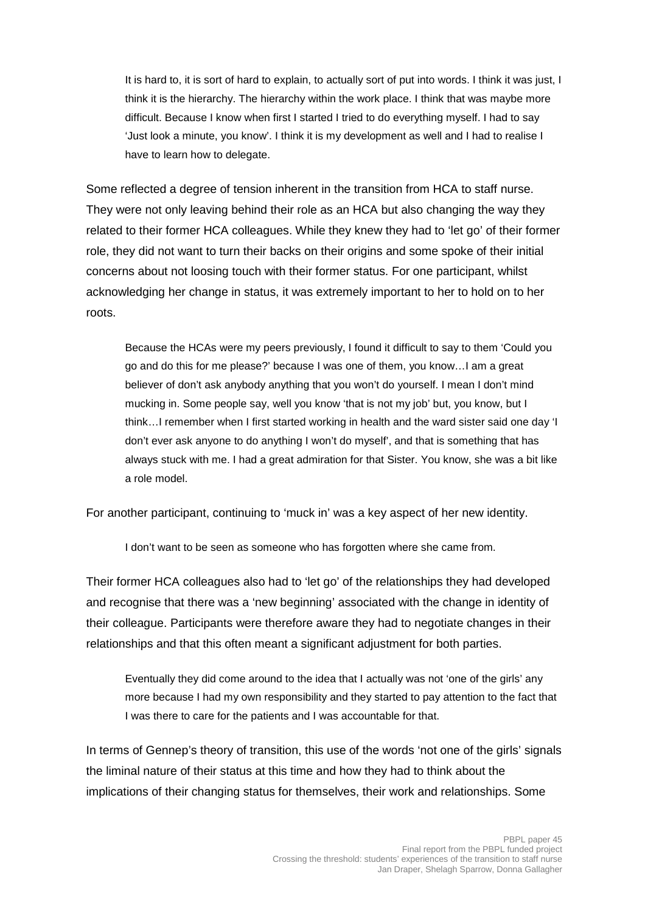> It is hard to, it is sort of hard to explain, to actually sort of put into words. I think it was just, I think it is the hierarchy. The hierarchy within the work place. I think that was maybe more difficult. Because I know when first I started I tried to do everything myself. I had to say 'Just look a minute, you know'. I think it is my development as well and I had to realise I have to learn how to delegate.

Some reflected a degree of tension inherent in the transition from HCA to staff nurse. They were not only leaving behind their role as an HCA but also changing the way they related to their former HCA colleagues. While they knew they had to 'let go' of their former role, they did not want to turn their backs on their origins and some spoke of their initial concerns about not loosing touch with their former status. For one participant, whilst acknowledging her change in status, it was extremely important to her to hold on to her roots.

> Because the HCAs were my peers previously, I found it difficult to say to them 'Could you go and do this for me please?' because I was one of them, you know…I am a great believer of don't ask anybody anything that you won't do yourself. I mean I don't mind mucking in. Some people say, well you know 'that is not my job' but, you know, but I think…I remember when I first started working in health and the ward sister said one day 'I don't ever ask anyone to do anything I won't do myself', and that is something that has always stuck with me. I had a great admiration for that Sister. You know, she was a bit like a role model.

For another participant, continuing to 'muck in' was a key aspect of her new identity.

> I don't want to be seen as someone who has forgotten where she came from.

Their former HCA colleagues also had to 'let go' of the relationships they had developed and recognise that there was a 'new beginning' associated with the change in identity of their colleague. Participants were therefore aware they had to negotiate changes in their relationships and that this often meant a significant adjustment for both parties.

> Eventually they did come around to the idea that I actually was not 'one of the girls' any more because I had my own responsibility and they started to pay attention to the fact that I was there to care for the patients and I was accountable for that.

In terms of Gennep's theory of transition, this use of the words 'not one of the girls' signals the liminal nature of their status at this time and how they had to think about the implications of their changing status for themselves, their work and relationships. Some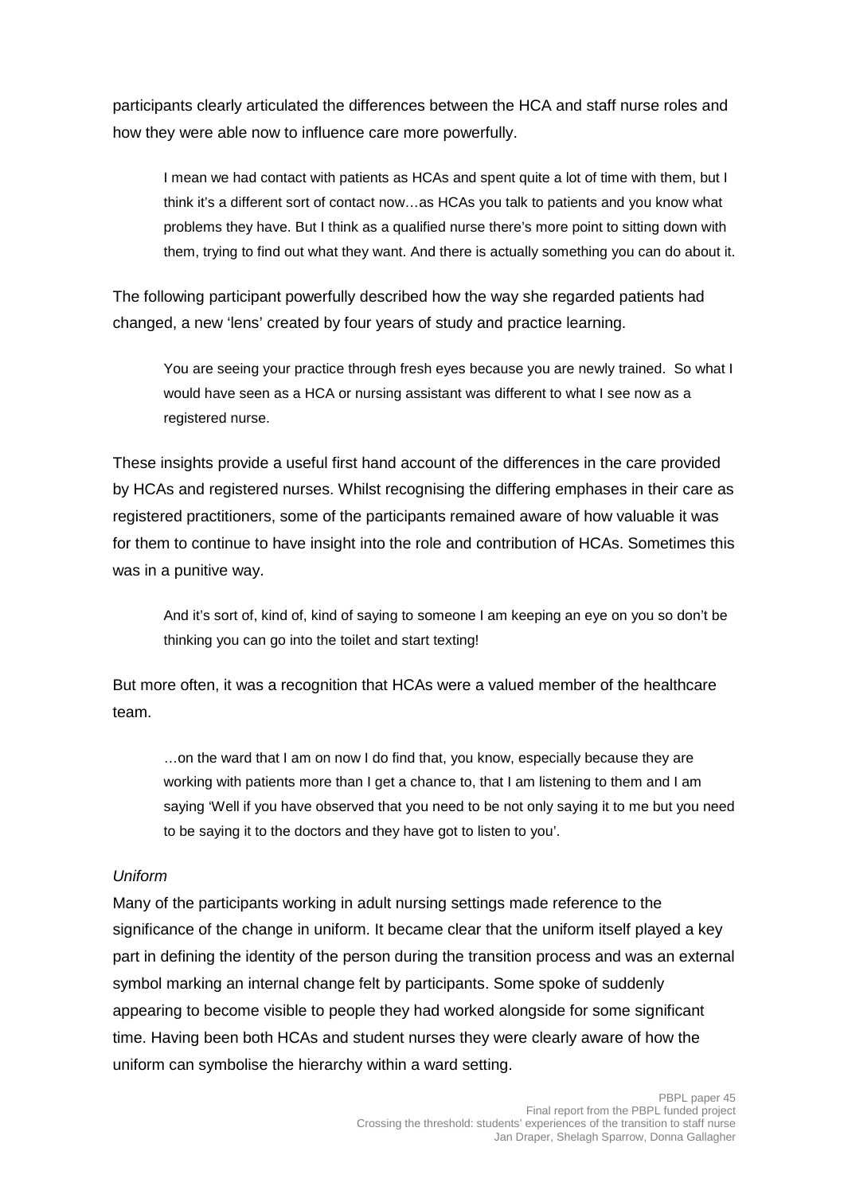participants clearly articulated the differences between the HCA and staff nurse roles and how they were able now to influence care more powerfully.

> I mean we had contact with patients as HCAs and spent quite a lot of time with them, but I think it's a different sort of contact now…as HCAs you talk to patients and you know what problems they have. But I think as a qualified nurse there's more point to sitting down with them, trying to find out what they want. And there is actually something you can do about it.

The following participant powerfully described how the way she regarded patients had changed, a new 'lens' created by four years of study and practice learning.

> You are seeing your practice through fresh eyes because you are newly trained. So what I would have seen as a HCA or nursing assistant was different to what I see now as a registered nurse.

These insights provide a useful first hand account of the differences in the care provided by HCAs and registered nurses. Whilst recognising the differing emphases in their care as registered practitioners, some of the participants remained aware of how valuable it was for them to continue to have insight into the role and contribution of HCAs. Sometimes this was in a punitive way.

> And it's sort of, kind of, kind of saying to someone I am keeping an eye on you so don't be thinking you can go into the toilet and start texting!

But more often, it was a recognition that HCAs were a valued member of the healthcare team.

> …on the ward that I am on now I do find that, you know, especially because they are working with patients more than I get a chance to, that I am listening to them and I am saying 'Well if you have observed that you need to be not only saying it to me but you need to be saying it to the doctors and they have got to listen to you'.

*Uniform*

Many of the participants working in adult nursing settings made reference to the significance of the change in uniform. It became clear that the uniform itself played a key part in defining the identity of the person during the transition process and was an external symbol marking an internal change felt by participants. Some spoke of suddenly appearing to become visible to people they had worked alongside for some significant time. Having been both HCAs and student nurses they were clearly aware of how the uniform can symbolise the hierarchy within a ward setting.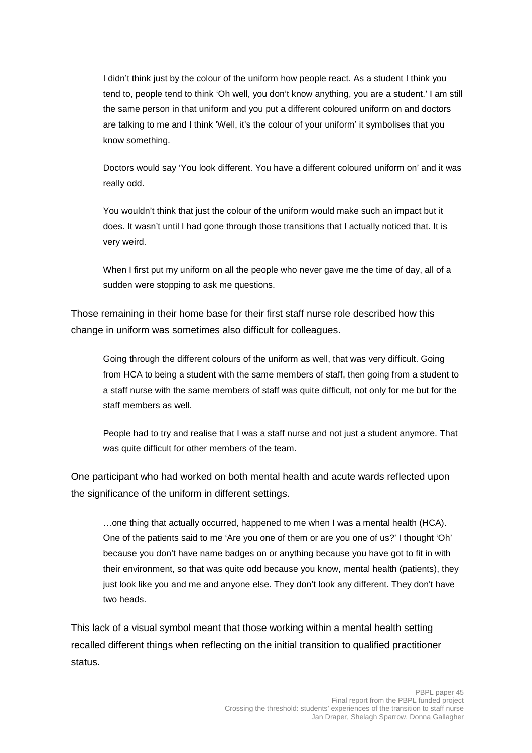> I didn't think just by the colour of the uniform how people react. As a student I think you tend to, people tend to think 'Oh well, you don't know anything, you are a student.' I am still the same person in that uniform and you put a different coloured uniform on and doctors are talking to me and I think 'Well, it's the colour of your uniform' it symbolises that you know something.

> Doctors would say 'You look different. You have a different coloured uniform on' and it was really odd.

> You wouldn't think that just the colour of the uniform would make such an impact but it does. It wasn't until I had gone through those transitions that I actually noticed that. It is very weird.

> When I first put my uniform on all the people who never gave me the time of day, all of a sudden were stopping to ask me questions.

Those remaining in their home base for their first staff nurse role described how this change in uniform was sometimes also difficult for colleagues.

> Going through the different colours of the uniform as well, that was very difficult. Going from HCA to being a student with the same members of staff, then going from a student to a staff nurse with the same members of staff was quite difficult, not only for me but for the staff members as well.

> People had to try and realise that I was a staff nurse and not just a student anymore. That was quite difficult for other members of the team.

One participant who had worked on both mental health and acute wards reflected upon the significance of the uniform in different settings.

> …one thing that actually occurred, happened to me when I was a mental health (HCA). One of the patients said to me 'Are you one of them or are you one of us?' I thought 'Oh' because you don't have name badges on or anything because you have got to fit in with their environment, so that was quite odd because you know, mental health (patients), they just look like you and me and anyone else. They don't look any different. They don't have two heads.

This lack of a visual symbol meant that those working within a mental health setting recalled different things when reflecting on the initial transition to qualified practitioner status.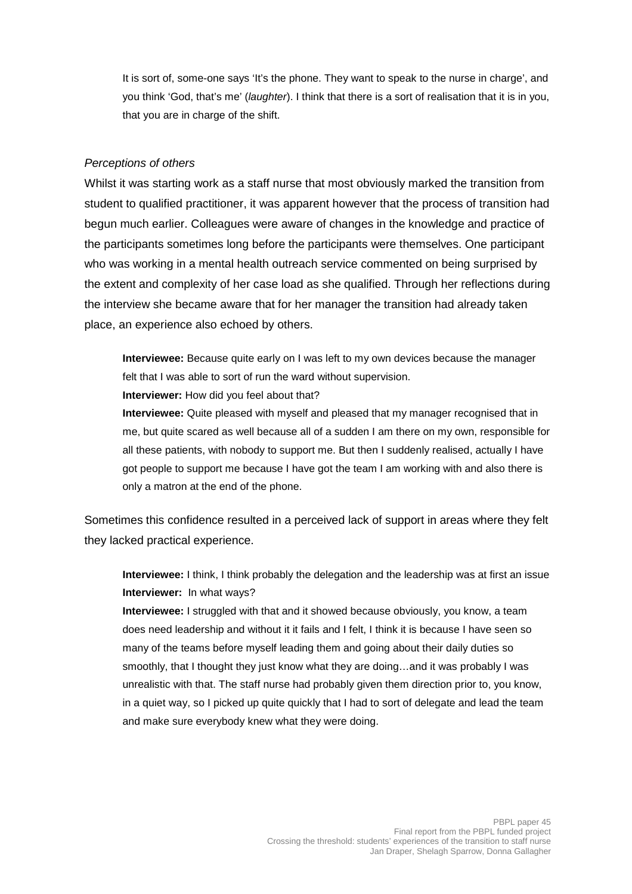It is sort of, some-one says 'It's the phone. They want to speak to the nurse in charge', and you think 'God, that's me' (*laughter*). I think that there is a sort of realisation that it is in you, that you are in charge of the shift.

*Perceptions of others*

Whilst it was starting work as a staff nurse that most obviously marked the transition from student to qualified practitioner, it was apparent however that the process of transition had begun much earlier. Colleagues were aware of changes in the knowledge and practice of the participants sometimes long before the participants were themselves. One participant who was working in a mental health outreach service commented on being surprised by the extent and complexity of her case load as she qualified. Through her reflections during the interview she became aware that for her manager the transition had already taken place, an experience also echoed by others.

**Interviewee:** Because quite early on I was left to my own devices because the manager felt that I was able to sort of run the ward without supervision.

**Interviewer:** How did you feel about that?

**Interviewee:** Quite pleased with myself and pleased that my manager recognised that in me, but quite scared as well because all of a sudden I am there on my own, responsible for all these patients, with nobody to support me. But then I suddenly realised, actually I have got people to support me because I have got the team I am working with and also there is only a matron at the end of the phone.

Sometimes this confidence resulted in a perceived lack of support in areas where they felt they lacked practical experience.

**Interviewee:** I think, I think probably the delegation and the leadership was at first an issue

**Interviewer:** In what ways?

**Interviewee:** I struggled with that and it showed because obviously, you know, a team does need leadership and without it it fails and I felt, I think it is because I have seen so many of the teams before myself leading them and going about their daily duties so smoothly, that I thought they just know what they are doing…and it was probably I was unrealistic with that. The staff nurse had probably given them direction prior to, you know, in a quiet way, so I picked up quite quickly that I had to sort of delegate and lead the team and make sure everybody knew what they were doing.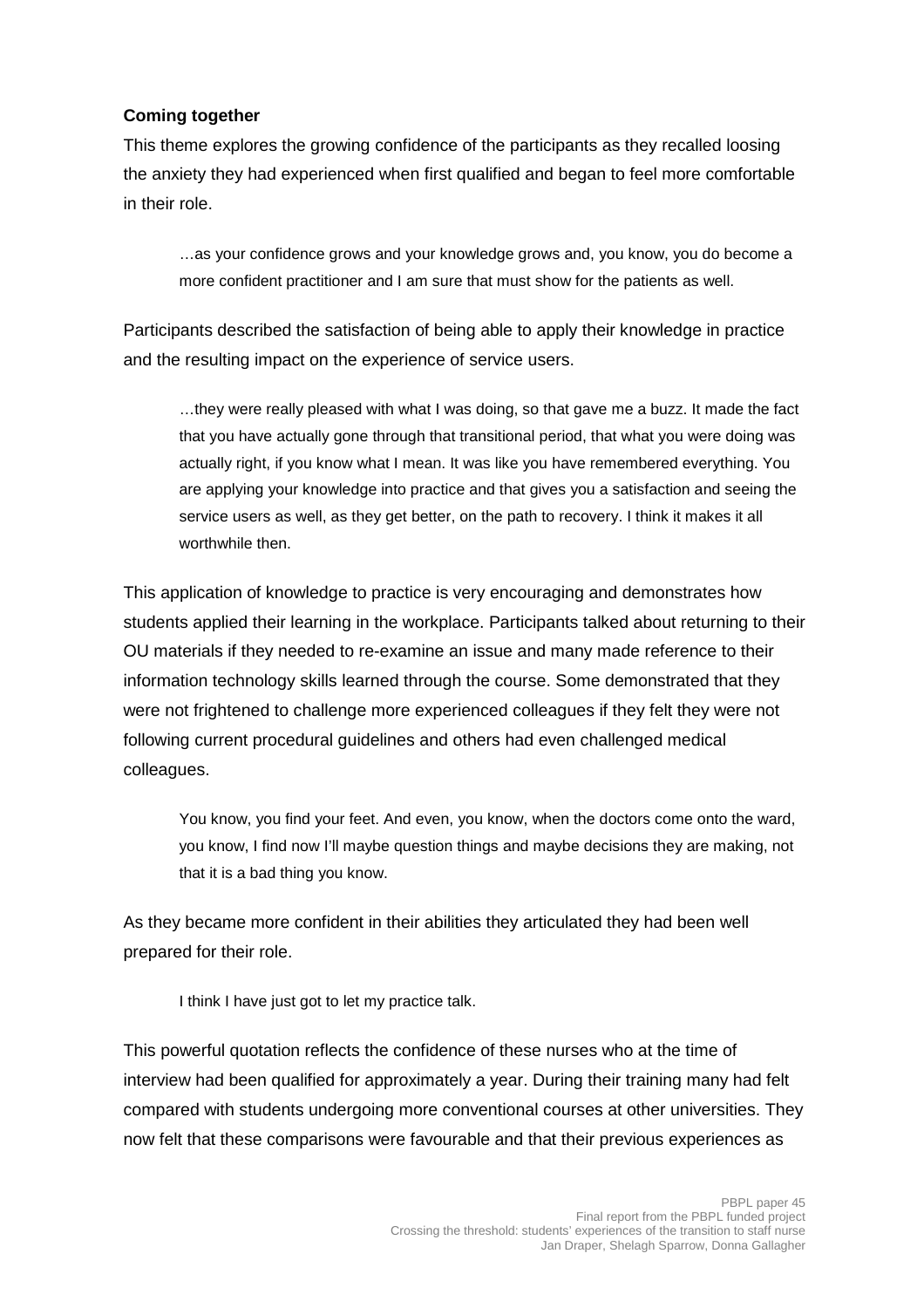**Coming together**

This theme explores the growing confidence of the participants as they recalled loosing the anxiety they had experienced when first qualified and began to feel more comfortable in their role.

> …as your confidence grows and your knowledge grows and, you know, you do become a more confident practitioner and I am sure that must show for the patients as well.

Participants described the satisfaction of being able to apply their knowledge in practice and the resulting impact on the experience of service users.

> …they were really pleased with what I was doing, so that gave me a buzz. It made the fact that you have actually gone through that transitional period, that what you were doing was actually right, if you know what I mean. It was like you have remembered everything. You are applying your knowledge into practice and that gives you a satisfaction and seeing the service users as well, as they get better, on the path to recovery. I think it makes it all worthwhile then.

This application of knowledge to practice is very encouraging and demonstrates how students applied their learning in the workplace. Participants talked about returning to their OU materials if they needed to re-examine an issue and many made reference to their information technology skills learned through the course. Some demonstrated that they were not frightened to challenge more experienced colleagues if they felt they were not following current procedural guidelines and others had even challenged medical colleagues.

> You know, you find your feet. And even, you know, when the doctors come onto the ward, you know, I find now I'll maybe question things and maybe decisions they are making, not that it is a bad thing you know.

As they became more confident in their abilities they articulated they had been well prepared for their role.

> I think I have just got to let my practice talk.

This powerful quotation reflects the confidence of these nurses who at the time of interview had been qualified for approximately a year. During their training many had felt compared with students undergoing more conventional courses at other universities. They now felt that these comparisons were favourable and that their previous experiences as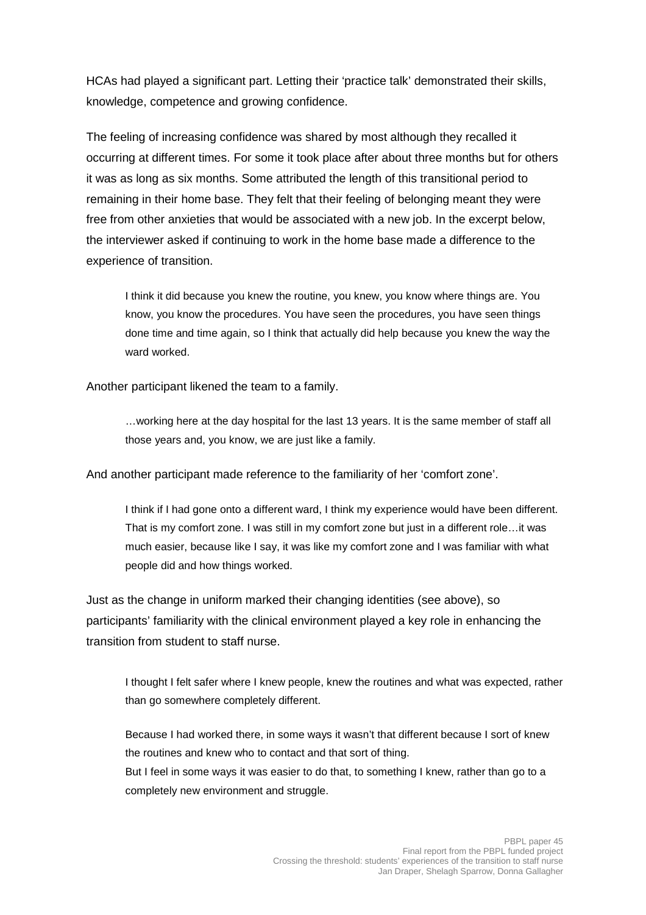HCAs had played a significant part. Letting their 'practice talk' demonstrated their skills, knowledge, competence and growing confidence.

The feeling of increasing confidence was shared by most although they recalled it occurring at different times. For some it took place after about three months but for others it was as long as six months. Some attributed the length of this transitional period to remaining in their home base. They felt that their feeling of belonging meant they were free from other anxieties that would be associated with a new job. In the excerpt below, the interviewer asked if continuing to work in the home base made a difference to the experience of transition.

> I think it did because you knew the routine, you knew, you know where things are. You know, you know the procedures. You have seen the procedures, you have seen things done time and time again, so I think that actually did help because you knew the way the ward worked.

Another participant likened the team to a family.

> …working here at the day hospital for the last 13 years. It is the same member of staff all those years and, you know, we are just like a family.

And another participant made reference to the familiarity of her 'comfort zone'.

> I think if I had gone onto a different ward, I think my experience would have been different. That is my comfort zone. I was still in my comfort zone but just in a different role…it was much easier, because like I say, it was like my comfort zone and I was familiar with what people did and how things worked.

Just as the change in uniform marked their changing identities (see above), so participants' familiarity with the clinical environment played a key role in enhancing the transition from student to staff nurse.

> I thought I felt safer where I knew people, knew the routines and what was expected, rather than go somewhere completely different.

> Because I had worked there, in some ways it wasn't that different because I sort of knew the routines and knew who to contact and that sort of thing.
> But I feel in some ways it was easier to do that, to something I knew, rather than go to a completely new environment and struggle.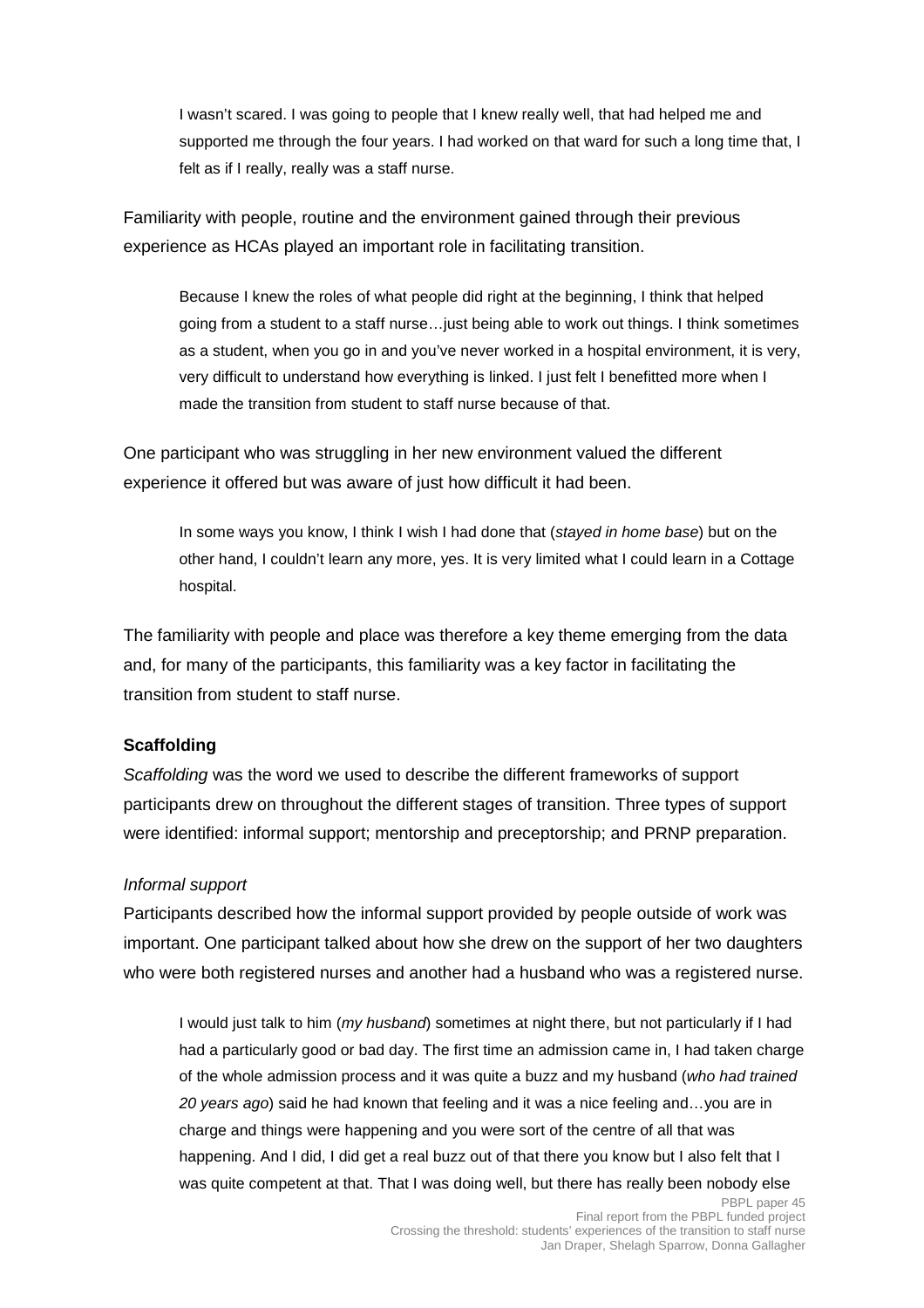> I wasn't scared. I was going to people that I knew really well, that had helped me and supported me through the four years. I had worked on that ward for such a long time that, I felt as if I really, really was a staff nurse.

Familiarity with people, routine and the environment gained through their previous experience as HCAs played an important role in facilitating transition.

> Because I knew the roles of what people did right at the beginning, I think that helped going from a student to a staff nurse…just being able to work out things. I think sometimes as a student, when you go in and you've never worked in a hospital environment, it is very, very difficult to understand how everything is linked. I just felt I benefitted more when I made the transition from student to staff nurse because of that.

One participant who was struggling in her new environment valued the different experience it offered but was aware of just how difficult it had been.

> In some ways you know, I think I wish I had done that (*stayed in home base*) but on the other hand, I couldn't learn any more, yes. It is very limited what I could learn in a Cottage hospital.

The familiarity with people and place was therefore a key theme emerging from the data and, for many of the participants, this familiarity was a key factor in facilitating the transition from student to staff nurse.

### Scaffolding

*Scaffolding* was the word we used to describe the different frameworks of support participants drew on throughout the different stages of transition. Three types of support were identified: informal support; mentorship and preceptorship; and PRNP preparation.

#### *Informal support*

Participants described how the informal support provided by people outside of work was important. One participant talked about how she drew on the support of her two daughters who were both registered nurses and another had a husband who was a registered nurse.

> I would just talk to him (*my husband*) sometimes at night there, but not particularly if I had had a particularly good or bad day. The first time an admission came in, I had taken charge of the whole admission process and it was quite a buzz and my husband (*who had trained 20 years ago*) said he had known that feeling and it was a nice feeling and…you are in charge and things were happening and you were sort of the centre of all that was happening. And I did, I did get a real buzz out of that there you know but I also felt that I was quite competent at that. That I was doing well, but there has really been nobody else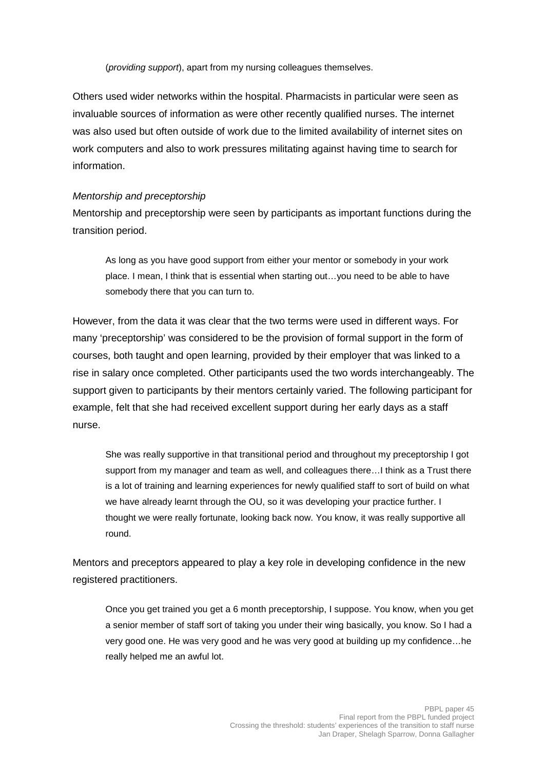(*providing support*), apart from my nursing colleagues themselves.

Others used wider networks within the hospital. Pharmacists in particular were seen as invaluable sources of information as were other recently qualified nurses. The internet was also used but often outside of work due to the limited availability of internet sites on work computers and also to work pressures militating against having time to search for information.

*Mentorship and preceptorship*

Mentorship and preceptorship were seen by participants as important functions during the transition period.

> As long as you have good support from either your mentor or somebody in your work place. I mean, I think that is essential when starting out…you need to be able to have somebody there that you can turn to.

However, from the data it was clear that the two terms were used in different ways. For many 'preceptorship' was considered to be the provision of formal support in the form of courses, both taught and open learning, provided by their employer that was linked to a rise in salary once completed. Other participants used the two words interchangeably. The support given to participants by their mentors certainly varied. The following participant for example, felt that she had received excellent support during her early days as a staff nurse.

> She was really supportive in that transitional period and throughout my preceptorship I got support from my manager and team as well, and colleagues there…I think as a Trust there is a lot of training and learning experiences for newly qualified staff to sort of build on what we have already learnt through the OU, so it was developing your practice further. I thought we were really fortunate, looking back now. You know, it was really supportive all round.

Mentors and preceptors appeared to play a key role in developing confidence in the new registered practitioners.

> Once you get trained you get a 6 month preceptorship, I suppose. You know, when you get a senior member of staff sort of taking you under their wing basically, you know. So I had a very good one. He was very good and he was very good at building up my confidence…he really helped me an awful lot.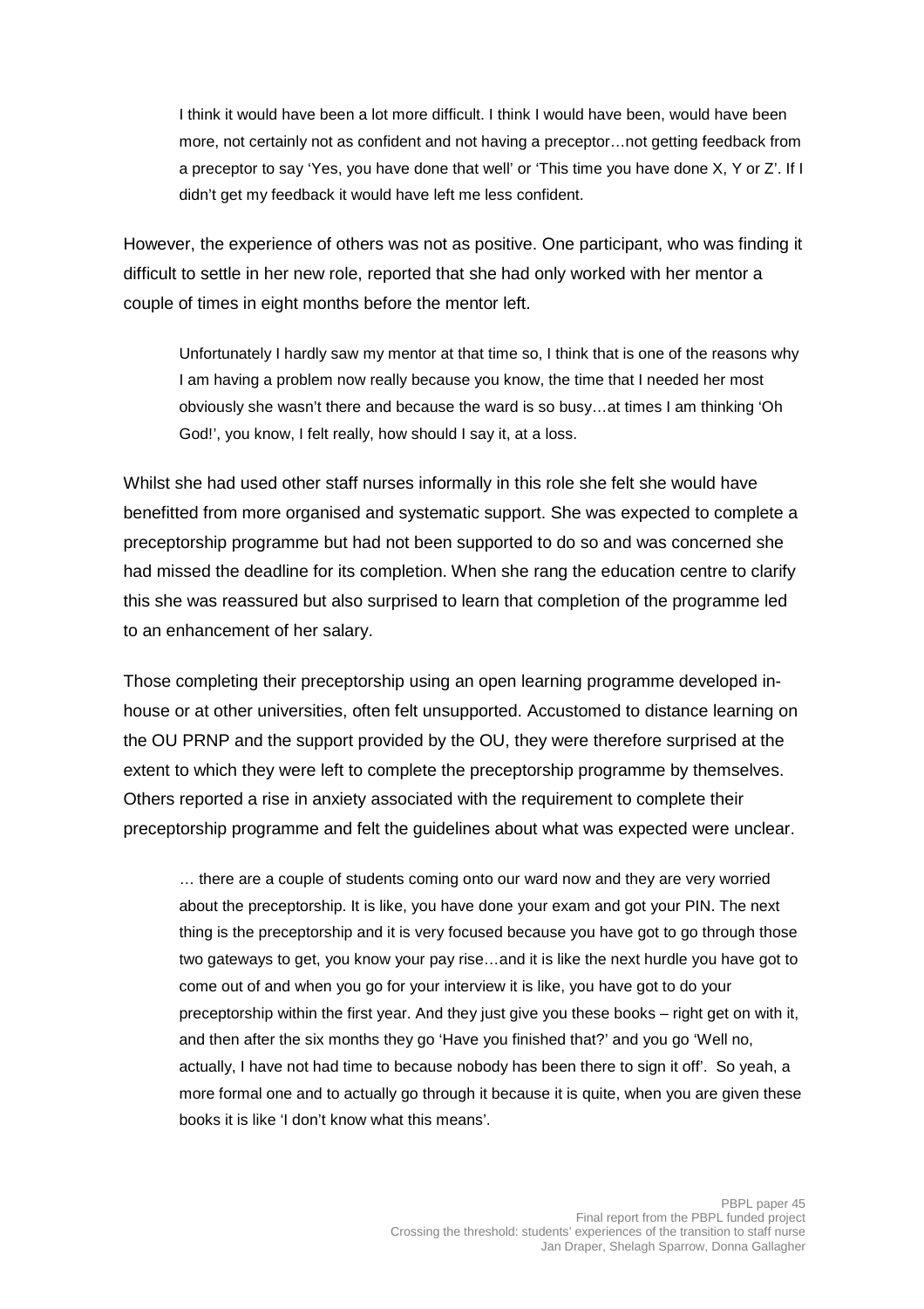> I think it would have been a lot more difficult. I think I would have been, would have been more, not certainly not as confident and not having a preceptor…not getting feedback from a preceptor to say 'Yes, you have done that well' or 'This time you have done X, Y or Z'. If I didn't get my feedback it would have left me less confident.

However, the experience of others was not as positive. One participant, who was finding it difficult to settle in her new role, reported that she had only worked with her mentor a couple of times in eight months before the mentor left.

> Unfortunately I hardly saw my mentor at that time so, I think that is one of the reasons why I am having a problem now really because you know, the time that I needed her most obviously she wasn't there and because the ward is so busy…at times I am thinking 'Oh God!', you know, I felt really, how should I say it, at a loss.

Whilst she had used other staff nurses informally in this role she felt she would have benefitted from more organised and systematic support. She was expected to complete a preceptorship programme but had not been supported to do so and was concerned she had missed the deadline for its completion. When she rang the education centre to clarify this she was reassured but also surprised to learn that completion of the programme led to an enhancement of her salary.

Those completing their preceptorship using an open learning programme developed in-house or at other universities, often felt unsupported. Accustomed to distance learning on the OU PRNP and the support provided by the OU, they were therefore surprised at the extent to which they were left to complete the preceptorship programme by themselves. Others reported a rise in anxiety associated with the requirement to complete their preceptorship programme and felt the guidelines about what was expected were unclear.

> … there are a couple of students coming onto our ward now and they are very worried about the preceptorship. It is like, you have done your exam and got your PIN. The next thing is the preceptorship and it is very focused because you have got to go through those two gateways to get, you know your pay rise…and it is like the next hurdle you have got to come out of and when you go for your interview it is like, you have got to do your preceptorship within the first year. And they just give you these books – right get on with it, and then after the six months they go 'Have you finished that?' and you go 'Well no, actually, I have not had time to because nobody has been there to sign it off'. So yeah, a more formal one and to actually go through it because it is quite, when you are given these books it is like 'I don't know what this means'.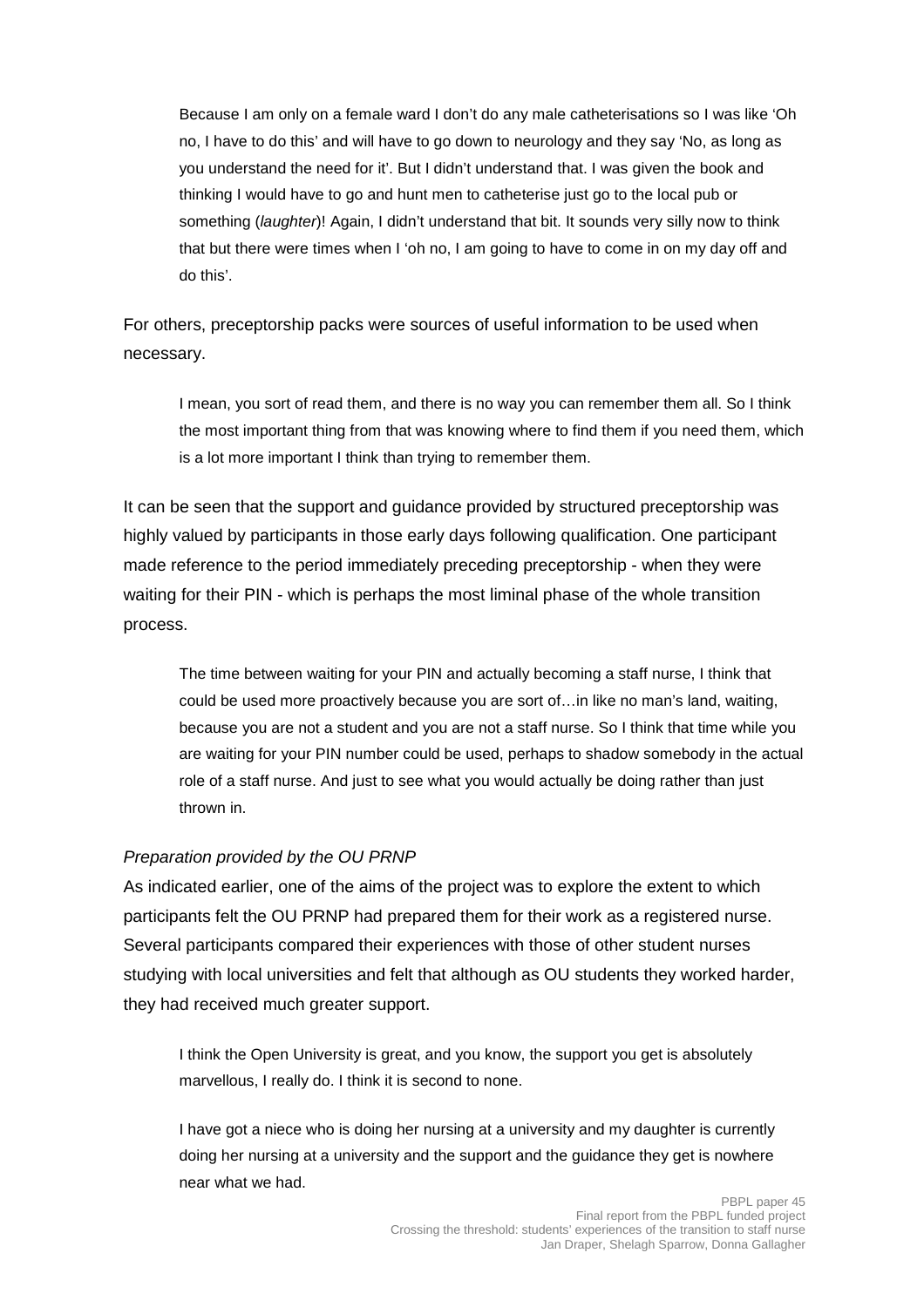> Because I am only on a female ward I don't do any male catheterisations so I was like 'Oh no, I have to do this' and will have to go down to neurology and they say 'No, as long as you understand the need for it'. But I didn't understand that. I was given the book and thinking I would have to go and hunt men to catheterise just go to the local pub or something (*laughter*)! Again, I didn't understand that bit. It sounds very silly now to think that but there were times when I 'oh no, I am going to have to come in on my day off and do this'.

For others, preceptorship packs were sources of useful information to be used when necessary.

> I mean, you sort of read them, and there is no way you can remember them all. So I think the most important thing from that was knowing where to find them if you need them, which is a lot more important I think than trying to remember them.

It can be seen that the support and guidance provided by structured preceptorship was highly valued by participants in those early days following qualification. One participant made reference to the period immediately preceding preceptorship - when they were waiting for their PIN - which is perhaps the most liminal phase of the whole transition process.

> The time between waiting for your PIN and actually becoming a staff nurse, I think that could be used more proactively because you are sort of…in like no man's land, waiting, because you are not a student and you are not a staff nurse. So I think that time while you are waiting for your PIN number could be used, perhaps to shadow somebody in the actual role of a staff nurse. And just to see what you would actually be doing rather than just thrown in.

*Preparation provided by the OU PRNP*

As indicated earlier, one of the aims of the project was to explore the extent to which participants felt the OU PRNP had prepared them for their work as a registered nurse. Several participants compared their experiences with those of other student nurses studying with local universities and felt that although as OU students they worked harder, they had received much greater support.

> I think the Open University is great, and you know, the support you get is absolutely marvellous, I really do. I think it is second to none.

> I have got a niece who is doing her nursing at a university and my daughter is currently doing her nursing at a university and the support and the guidance they get is nowhere near what we had.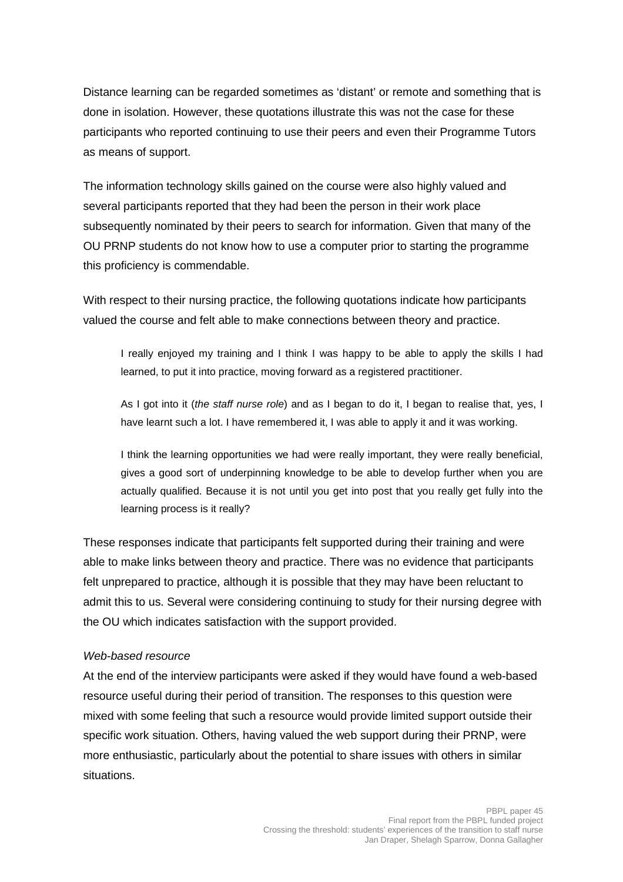Distance learning can be regarded sometimes as ‘distant’ or remote and something that is done in isolation. However, these quotations illustrate this was not the case for these participants who reported continuing to use their peers and even their Programme Tutors as means of support.

The information technology skills gained on the course were also highly valued and several participants reported that they had been the person in their work place subsequently nominated by their peers to search for information. Given that many of the OU PRNP students do not know how to use a computer prior to starting the programme this proficiency is commendable.

With respect to their nursing practice, the following quotations indicate how participants valued the course and felt able to make connections between theory and practice.

> I really enjoyed my training and I think I was happy to be able to apply the skills I had learned, to put it into practice, moving forward as a registered practitioner.

> As I got into it (*the staff nurse role*) and as I began to do it, I began to realise that, yes, I have learnt such a lot. I have remembered it, I was able to apply it and it was working.

> I think the learning opportunities we had were really important, they were really beneficial, gives a good sort of underpinning knowledge to be able to develop further when you are actually qualified. Because it is not until you get into post that you really get fully into the learning process is it really?

These responses indicate that participants felt supported during their training and were able to make links between theory and practice. There was no evidence that participants felt unprepared to practice, although it is possible that they may have been reluctant to admit this to us. Several were considering continuing to study for their nursing degree with the OU which indicates satisfaction with the support provided.

*Web-based resource*

At the end of the interview participants were asked if they would have found a web-based resource useful during their period of transition. The responses to this question were mixed with some feeling that such a resource would provide limited support outside their specific work situation. Others, having valued the web support during their PRNP, were more enthusiastic, particularly about the potential to share issues with others in similar situations.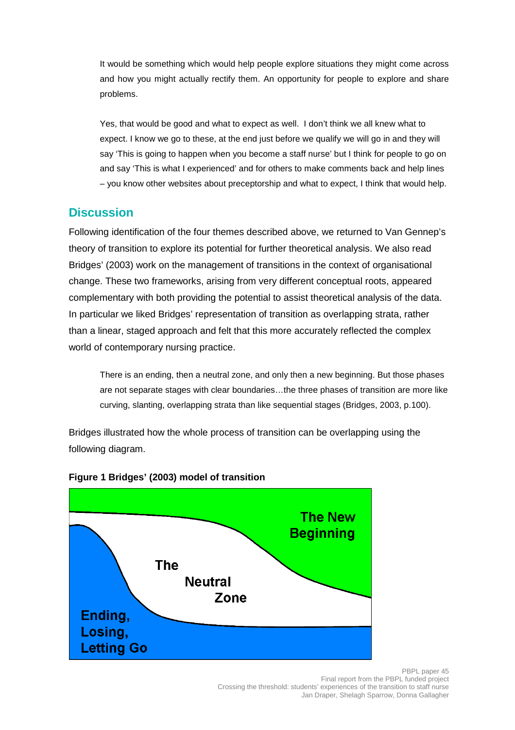> It would be something which would help people explore situations they might come across and how you might actually rectify them. An opportunity for people to explore and share problems.

> Yes, that would be good and what to expect as well. I don't think we all knew what to expect. I know we go to these, at the end just before we qualify we will go in and they will say 'This is going to happen when you become a staff nurse' but I think for people to go on and say 'This is what I experienced' and for others to make comments back and help lines – you know other websites about preceptorship and what to expect, I think that would help.

## Discussion

Following identification of the four themes described above, we returned to Van Gennep's theory of transition to explore its potential for further theoretical analysis. We also read Bridges' (2003) work on the management of transitions in the context of organisational change. These two frameworks, arising from very different conceptual roots, appeared complementary with both providing the potential to assist theoretical analysis of the data. In particular we liked Bridges' representation of transition as overlapping strata, rather than a linear, staged approach and felt that this more accurately reflected the complex world of contemporary nursing practice.

> There is an ending, then a neutral zone, and only then a new beginning. But those phases are not separate stages with clear boundaries…the three phases of transition are more like curving, slanting, overlapping strata than like sequential stages (Bridges, 2003, p.100).

Bridges illustrated how the whole process of transition can be overlapping using the following diagram.

**Figure 1 Bridges' (2003) model of transition**

The New Beginning

The Neutral Zone

Ending, Losing, Letting Go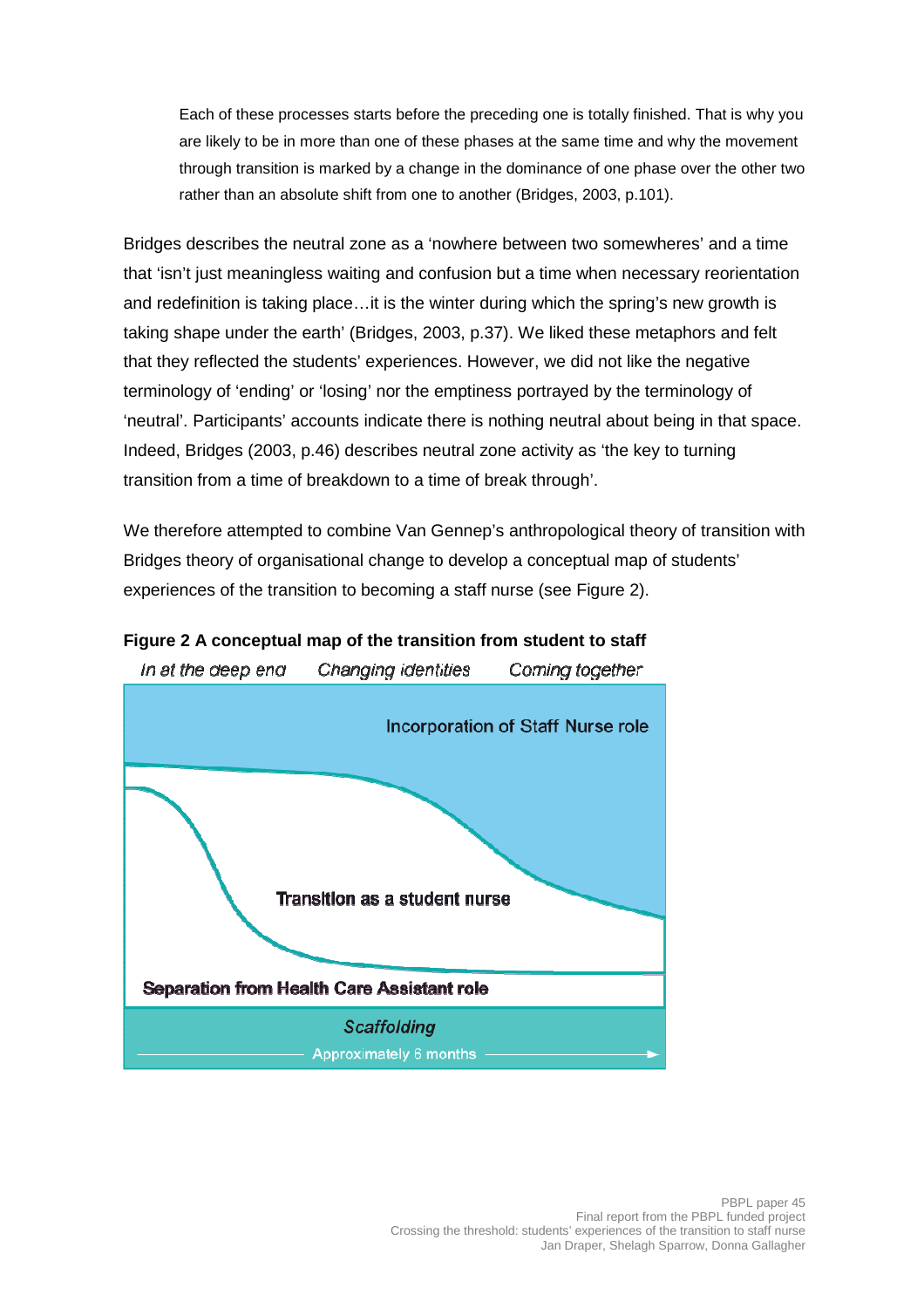> Each of these processes starts before the preceding one is totally finished. That is why you are likely to be in more than one of these phases at the same time and why the movement through transition is marked by a change in the dominance of one phase over the other two rather than an absolute shift from one to another (Bridges, 2003, p.101).

Bridges describes the neutral zone as a 'nowhere between two somewheres' and a time that 'isn't just meaningless waiting and confusion but a time when necessary reorientation and redefinition is taking place…it is the winter during which the spring's new growth is taking shape under the earth' (Bridges, 2003, p.37). We liked these metaphors and felt that they reflected the students' experiences. However, we did not like the negative terminology of 'ending' or 'losing' nor the emptiness portrayed by the terminology of 'neutral'. Participants' accounts indicate there is nothing neutral about being in that space. Indeed, Bridges (2003, p.46) describes neutral zone activity as 'the key to turning transition from a time of breakdown to a time of break through'.

We therefore attempted to combine Van Gennep's anthropological theory of transition with Bridges theory of organisational change to develop a conceptual map of students' experiences of the transition to becoming a staff nurse (see Figure 2).

**Figure 2 A conceptual map of the transition from student to staff**

*In at the deep end* *Changing identities* *Coming together*

Incorporation of Staff Nurse role

**Transition as a student nurse**

**Separation from Health Care Assistant role**

*Scaffolding*

Approximately 6 months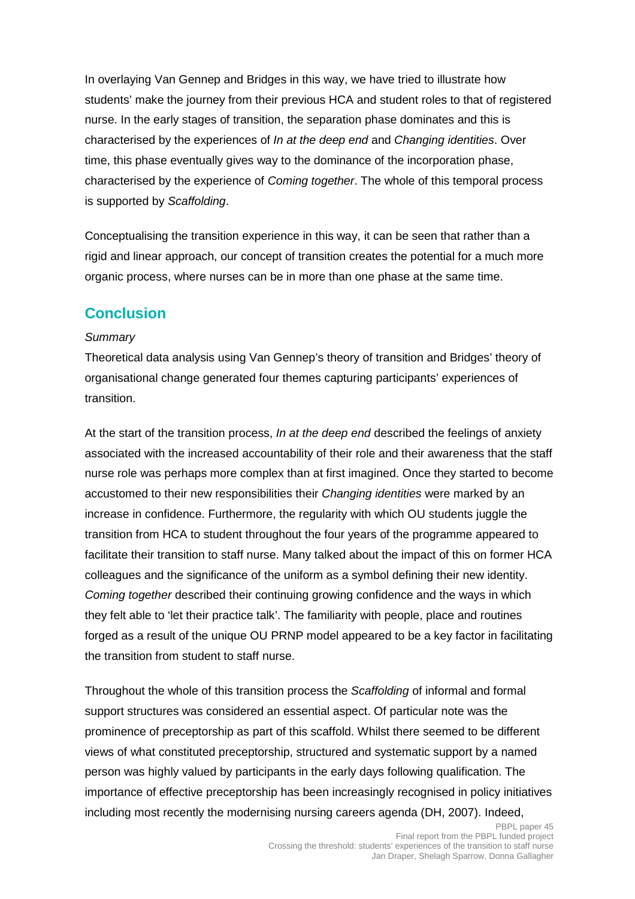In overlaying Van Gennep and Bridges in this way, we have tried to illustrate how students' make the journey from their previous HCA and student roles to that of registered nurse. In the early stages of transition, the separation phase dominates and this is characterised by the experiences of *In at the deep end* and *Changing identities*. Over time, this phase eventually gives way to the dominance of the incorporation phase, characterised by the experience of *Coming together*. The whole of this temporal process is supported by *Scaffolding*.

Conceptualising the transition experience in this way, it can be seen that rather than a rigid and linear approach, our concept of transition creates the potential for a much more organic process, where nurses can be in more than one phase at the same time.

## Conclusion

*Summary*

Theoretical data analysis using Van Gennep's theory of transition and Bridges' theory of organisational change generated four themes capturing participants' experiences of transition.

At the start of the transition process, *In at the deep end* described the feelings of anxiety associated with the increased accountability of their role and their awareness that the staff nurse role was perhaps more complex than at first imagined. Once they started to become accustomed to their new responsibilities their *Changing identities* were marked by an increase in confidence. Furthermore, the regularity with which OU students juggle the transition from HCA to student throughout the four years of the programme appeared to facilitate their transition to staff nurse. Many talked about the impact of this on former HCA colleagues and the significance of the uniform as a symbol defining their new identity. *Coming together* described their continuing growing confidence and the ways in which they felt able to 'let their practice talk'. The familiarity with people, place and routines forged as a result of the unique OU PRNP model appeared to be a key factor in facilitating the transition from student to staff nurse.

Throughout the whole of this transition process the *Scaffolding* of informal and formal support structures was considered an essential aspect. Of particular note was the prominence of preceptorship as part of this scaffold. Whilst there seemed to be different views of what constituted preceptorship, structured and systematic support by a named person was highly valued by participants in the early days following qualification. The importance of effective preceptorship has been increasingly recognised in policy initiatives including most recently the modernising nursing careers agenda (DH, 2007). Indeed,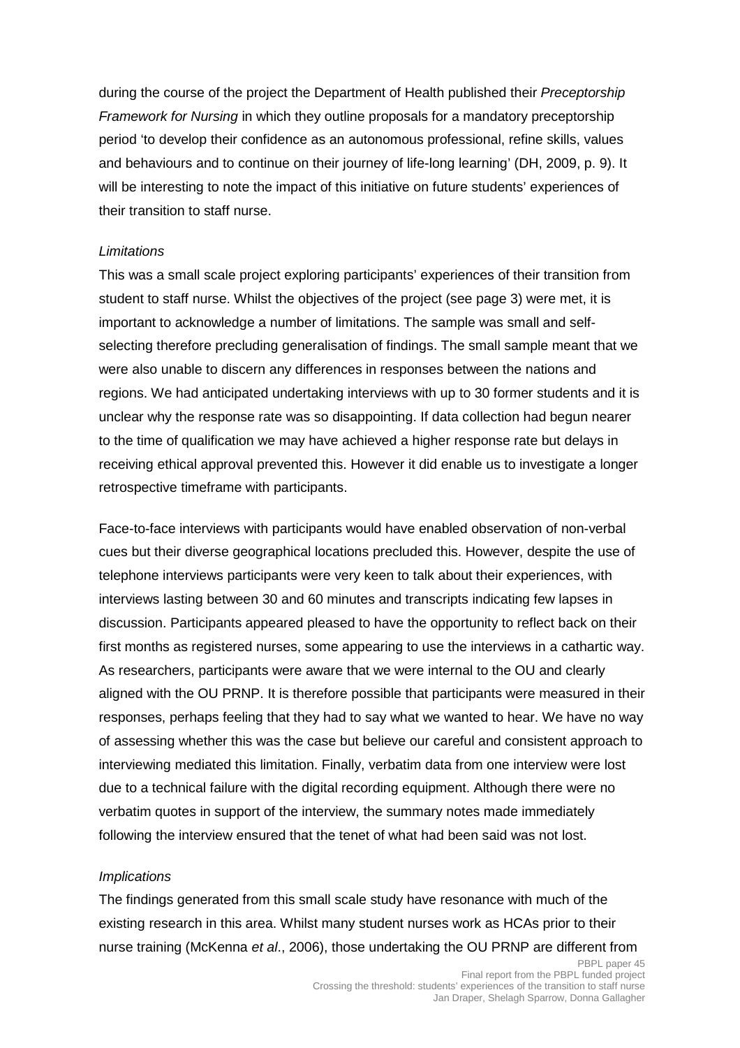during the course of the project the Department of Health published their *Preceptorship Framework for Nursing* in which they outline proposals for a mandatory preceptorship period 'to develop their confidence as an autonomous professional, refine skills, values and behaviours and to continue on their journey of life-long learning' (DH, 2009, p. 9). It will be interesting to note the impact of this initiative on future students' experiences of their transition to staff nurse.

*Limitations*

This was a small scale project exploring participants' experiences of their transition from student to staff nurse. Whilst the objectives of the project (see page 3) were met, it is important to acknowledge a number of limitations. The sample was small and self-selecting therefore precluding generalisation of findings. The small sample meant that we were also unable to discern any differences in responses between the nations and regions. We had anticipated undertaking interviews with up to 30 former students and it is unclear why the response rate was so disappointing. If data collection had begun nearer to the time of qualification we may have achieved a higher response rate but delays in receiving ethical approval prevented this. However it did enable us to investigate a longer retrospective timeframe with participants.

Face-to-face interviews with participants would have enabled observation of non-verbal cues but their diverse geographical locations precluded this. However, despite the use of telephone interviews participants were very keen to talk about their experiences, with interviews lasting between 30 and 60 minutes and transcripts indicating few lapses in discussion. Participants appeared pleased to have the opportunity to reflect back on their first months as registered nurses, some appearing to use the interviews in a cathartic way. As researchers, participants were aware that we were internal to the OU and clearly aligned with the OU PRNP. It is therefore possible that participants were measured in their responses, perhaps feeling that they had to say what we wanted to hear. We have no way of assessing whether this was the case but believe our careful and consistent approach to interviewing mediated this limitation. Finally, verbatim data from one interview were lost due to a technical failure with the digital recording equipment. Although there were no verbatim quotes in support of the interview, the summary notes made immediately following the interview ensured that the tenet of what had been said was not lost.

*Implications*

The findings generated from this small scale study have resonance with much of the existing research in this area. Whilst many student nurses work as HCAs prior to their nurse training (McKenna *et al*., 2006), those undertaking the OU PRNP are different from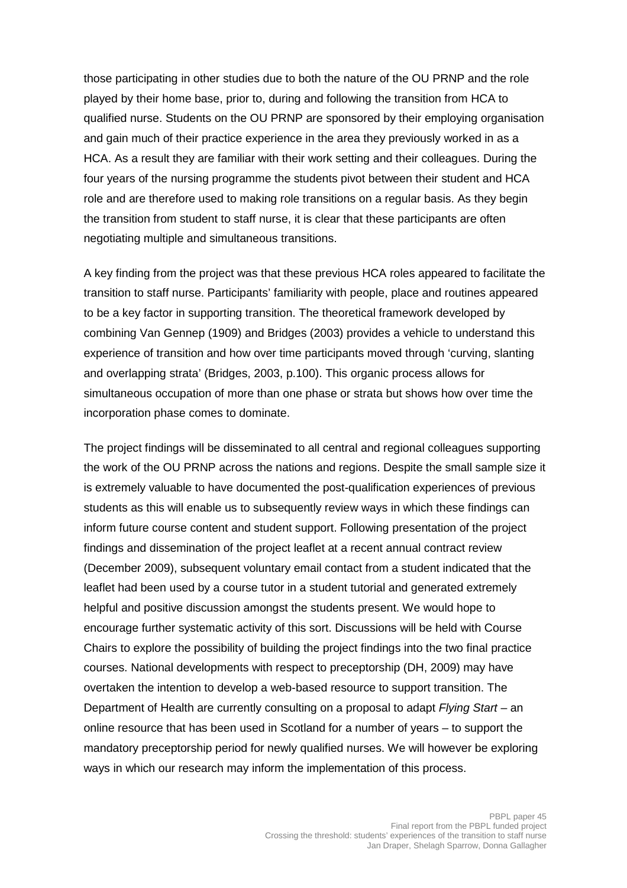those participating in other studies due to both the nature of the OU PRNP and the role played by their home base, prior to, during and following the transition from HCA to qualified nurse. Students on the OU PRNP are sponsored by their employing organisation and gain much of their practice experience in the area they previously worked in as a HCA. As a result they are familiar with their work setting and their colleagues. During the four years of the nursing programme the students pivot between their student and HCA role and are therefore used to making role transitions on a regular basis. As they begin the transition from student to staff nurse, it is clear that these participants are often negotiating multiple and simultaneous transitions.

A key finding from the project was that these previous HCA roles appeared to facilitate the transition to staff nurse. Participants' familiarity with people, place and routines appeared to be a key factor in supporting transition. The theoretical framework developed by combining Van Gennep (1909) and Bridges (2003) provides a vehicle to understand this experience of transition and how over time participants moved through 'curving, slanting and overlapping strata' (Bridges, 2003, p.100). This organic process allows for simultaneous occupation of more than one phase or strata but shows how over time the incorporation phase comes to dominate.

The project findings will be disseminated to all central and regional colleagues supporting the work of the OU PRNP across the nations and regions. Despite the small sample size it is extremely valuable to have documented the post-qualification experiences of previous students as this will enable us to subsequently review ways in which these findings can inform future course content and student support. Following presentation of the project findings and dissemination of the project leaflet at a recent annual contract review (December 2009), subsequent voluntary email contact from a student indicated that the leaflet had been used by a course tutor in a student tutorial and generated extremely helpful and positive discussion amongst the students present. We would hope to encourage further systematic activity of this sort. Discussions will be held with Course Chairs to explore the possibility of building the project findings into the two final practice courses. National developments with respect to preceptorship (DH, 2009) may have overtaken the intention to develop a web-based resource to support transition. The Department of Health are currently consulting on a proposal to adapt *Flying Start* – an online resource that has been used in Scotland for a number of years – to support the mandatory preceptorship period for newly qualified nurses. We will however be exploring ways in which our research may inform the implementation of this process.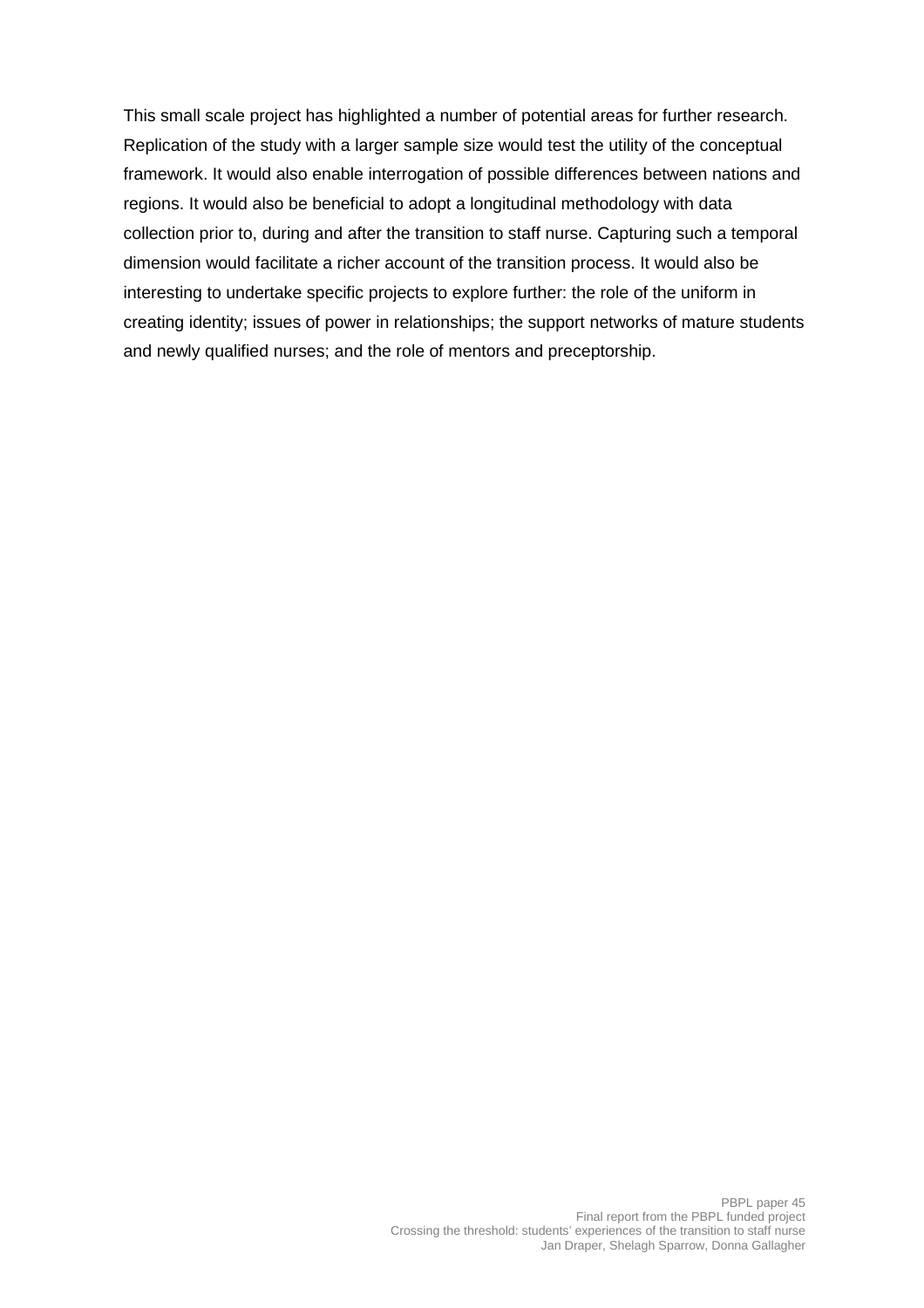This small scale project has highlighted a number of potential areas for further research. Replication of the study with a larger sample size would test the utility of the conceptual framework. It would also enable interrogation of possible differences between nations and regions. It would also be beneficial to adopt a longitudinal methodology with data collection prior to, during and after the transition to staff nurse. Capturing such a temporal dimension would facilitate a richer account of the transition process. It would also be interesting to undertake specific projects to explore further: the role of the uniform in creating identity; issues of power in relationships; the support networks of mature students and newly qualified nurses; and the role of mentors and preceptorship.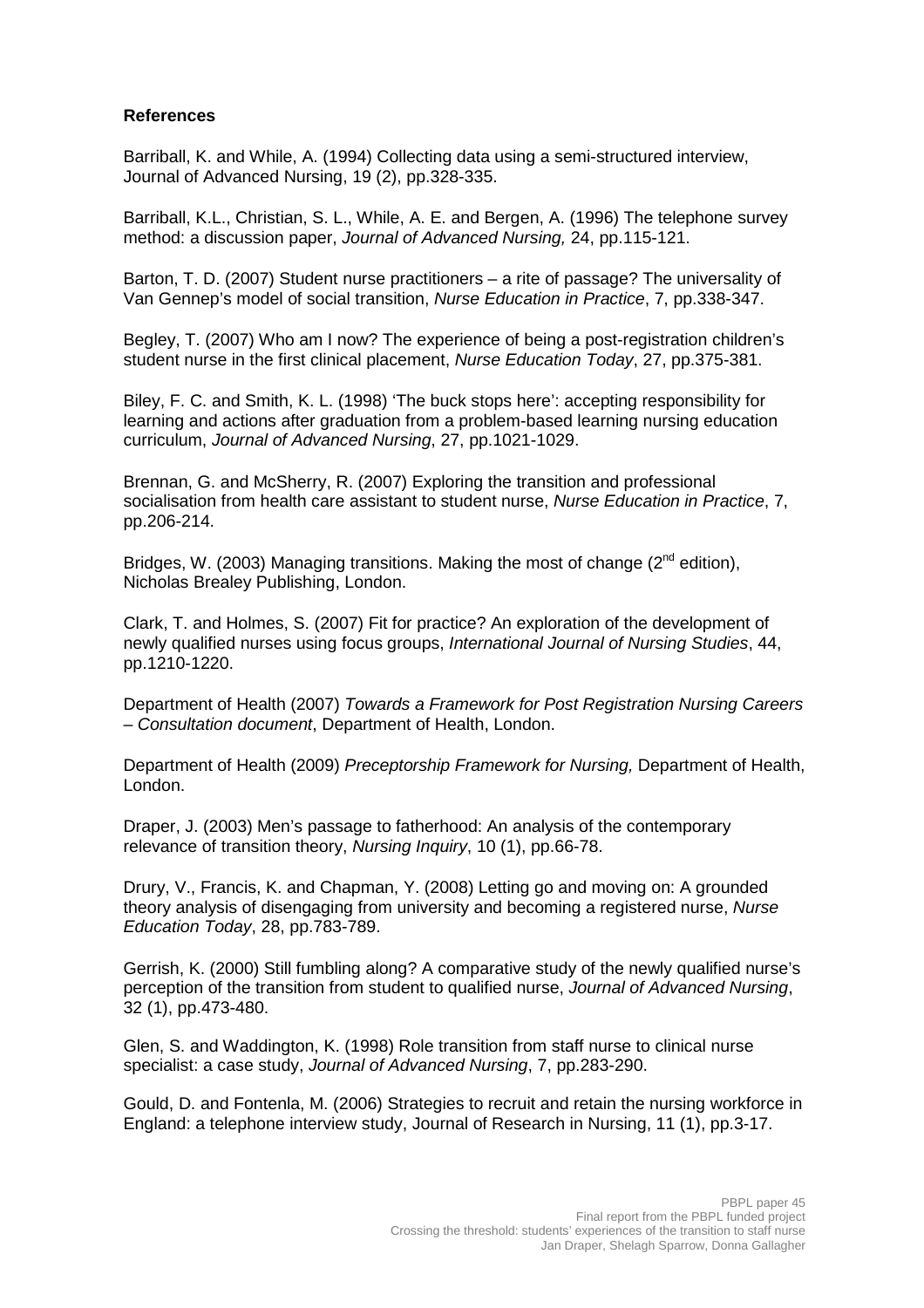**References**

Barriball, K. and While, A. (1994) Collecting data using a semi-structured interview, Journal of Advanced Nursing, 19 (2), pp.328-335.

Barriball, K.L., Christian, S. L., While, A. E. and Bergen, A. (1996) The telephone survey method: a discussion paper, *Journal of Advanced Nursing,* 24, pp.115-121.

Barton, T. D. (2007) Student nurse practitioners – a rite of passage? The universality of Van Gennep's model of social transition, *Nurse Education in Practice*, 7, pp.338-347.

Begley, T. (2007) Who am I now? The experience of being a post-registration children's student nurse in the first clinical placement, *Nurse Education Today*, 27, pp.375-381.

Biley, F. C. and Smith, K. L. (1998) 'The buck stops here': accepting responsibility for learning and actions after graduation from a problem-based learning nursing education curriculum, *Journal of Advanced Nursing*, 27, pp.1021-1029.

Brennan, G. and McSherry, R. (2007) Exploring the transition and professional socialisation from health care assistant to student nurse, *Nurse Education in Practice*, 7, pp.206-214.

Bridges, W. (2003) Managing transitions. Making the most of change (2nd edition), Nicholas Brealey Publishing, London.

Clark, T. and Holmes, S. (2007) Fit for practice? An exploration of the development of newly qualified nurses using focus groups, *International Journal of Nursing Studies*, 44, pp.1210-1220.

Department of Health (2007) *Towards a Framework for Post Registration Nursing Careers – Consultation document*, Department of Health, London.

Department of Health (2009) *Preceptorship Framework for Nursing,* Department of Health, London.

Draper, J. (2003) Men's passage to fatherhood: An analysis of the contemporary relevance of transition theory, *Nursing Inquiry*, 10 (1), pp.66-78.

Drury, V., Francis, K. and Chapman, Y. (2008) Letting go and moving on: A grounded theory analysis of disengaging from university and becoming a registered nurse, *Nurse Education Today*, 28, pp.783-789.

Gerrish, K. (2000) Still fumbling along? A comparative study of the newly qualified nurse's perception of the transition from student to qualified nurse, *Journal of Advanced Nursing*, 32 (1), pp.473-480.

Glen, S. and Waddington, K. (1998) Role transition from staff nurse to clinical nurse specialist: a case study, *Journal of Advanced Nursing*, 7, pp.283-290.

Gould, D. and Fontenla, M. (2006) Strategies to recruit and retain the nursing workforce in England: a telephone interview study, Journal of Research in Nursing, 11 (1), pp.3-17.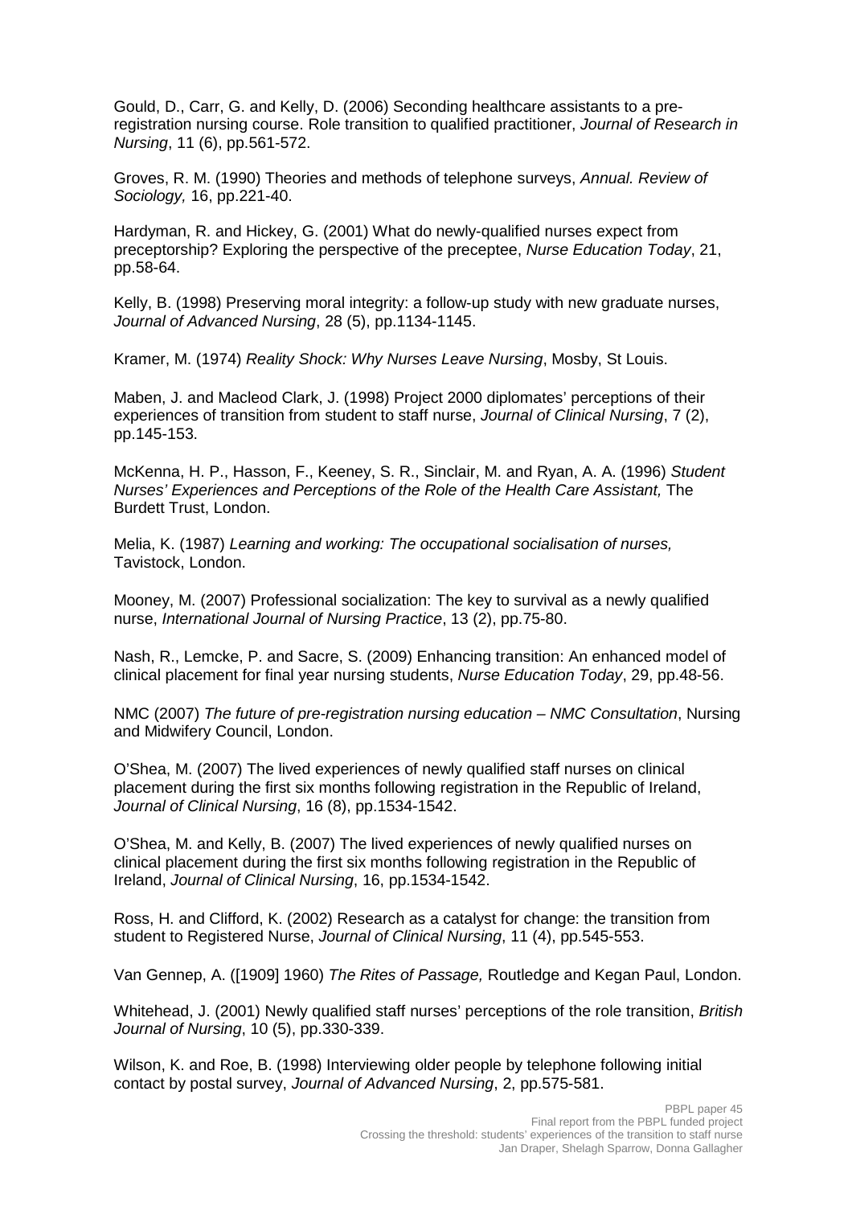Gould, D., Carr, G. and Kelly, D. (2006) Seconding healthcare assistants to a pre-registration nursing course. Role transition to qualified practitioner, *Journal of Research in Nursing*, 11 (6), pp.561-572.

Groves, R. M. (1990) Theories and methods of telephone surveys, *Annual. Review of Sociology,* 16, pp.221-40.

Hardyman, R. and Hickey, G. (2001) What do newly-qualified nurses expect from preceptorship? Exploring the perspective of the preceptee, *Nurse Education Today*, 21, pp.58-64.

Kelly, B. (1998) Preserving moral integrity: a follow-up study with new graduate nurses, *Journal of Advanced Nursing*, 28 (5), pp.1134-1145.

Kramer, M. (1974) *Reality Shock: Why Nurses Leave Nursing*, Mosby, St Louis.

Maben, J. and Macleod Clark, J. (1998) Project 2000 diplomates' perceptions of their experiences of transition from student to staff nurse, *Journal of Clinical Nursing*, 7 (2), pp.145-153.

McKenna, H. P., Hasson, F., Keeney, S. R., Sinclair, M. and Ryan, A. A. (1996) *Student Nurses' Experiences and Perceptions of the Role of the Health Care Assistant,* The Burdett Trust, London.

Melia, K. (1987) *Learning and working: The occupational socialisation of nurses,* Tavistock, London.

Mooney, M. (2007) Professional socialization: The key to survival as a newly qualified nurse, *International Journal of Nursing Practice*, 13 (2), pp.75-80.

Nash, R., Lemcke, P. and Sacre, S. (2009) Enhancing transition: An enhanced model of clinical placement for final year nursing students, *Nurse Education Today*, 29, pp.48-56.

NMC (2007) *The future of pre-registration nursing education – NMC Consultation*, Nursing and Midwifery Council, London.

O'Shea, M. (2007) The lived experiences of newly qualified staff nurses on clinical placement during the first six months following registration in the Republic of Ireland, *Journal of Clinical Nursing*, 16 (8), pp.1534-1542.

O'Shea, M. and Kelly, B. (2007) The lived experiences of newly qualified nurses on clinical placement during the first six months following registration in the Republic of Ireland, *Journal of Clinical Nursing*, 16, pp.1534-1542.

Ross, H. and Clifford, K. (2002) Research as a catalyst for change: the transition from student to Registered Nurse, *Journal of Clinical Nursing*, 11 (4), pp.545-553.

Van Gennep, A. ([1909] 1960) *The Rites of Passage,* Routledge and Kegan Paul, London.

Whitehead, J. (2001) Newly qualified staff nurses' perceptions of the role transition, *British Journal of Nursing*, 10 (5), pp.330-339.

Wilson, K. and Roe, B. (1998) Interviewing older people by telephone following initial contact by postal survey, *Journal of Advanced Nursing*, 2, pp.575-581.